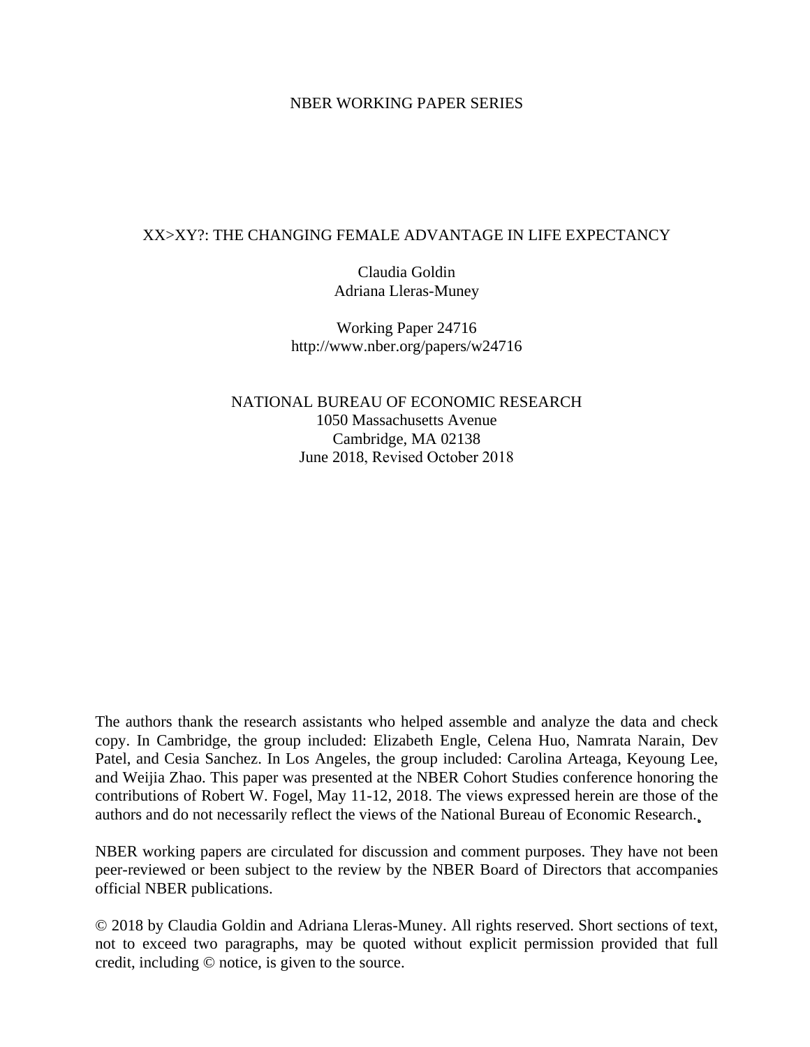NBER WORKING PAPER SERIES

# XX>XY?: THE CHANGING FEMALE ADVANTAGE IN LIFE EXPECTANCY

Claudia Goldin
Adriana Lleras-Muney

Working Paper 24716
http://www.nber.org/papers/w24716

NATIONAL BUREAU OF ECONOMIC RESEARCH
1050 Massachusetts Avenue
Cambridge, MA 02138
June 2018, Revised October 2018

The authors thank the research assistants who helped assemble and analyze the data and check copy. In Cambridge, the group included: Elizabeth Engle, Celena Huo, Namrata Narain, Dev Patel, and Cesia Sanchez. In Los Angeles, the group included: Carolina Arteaga, Keyoung Lee, and Weijia Zhao. This paper was presented at the NBER Cohort Studies conference honoring the contributions of Robert W. Fogel, May 11-12, 2018. The views expressed herein are those of the authors and do not necessarily reflect the views of the National Bureau of Economic Research.

NBER working papers are circulated for discussion and comment purposes. They have not been peer-reviewed or been subject to the review by the NBER Board of Directors that accompanies official NBER publications.

© 2018 by Claudia Goldin and Adriana Lleras-Muney. All rights reserved. Short sections of text, not to exceed two paragraphs, may be quoted without explicit permission provided that full credit, including © notice, is given to the source.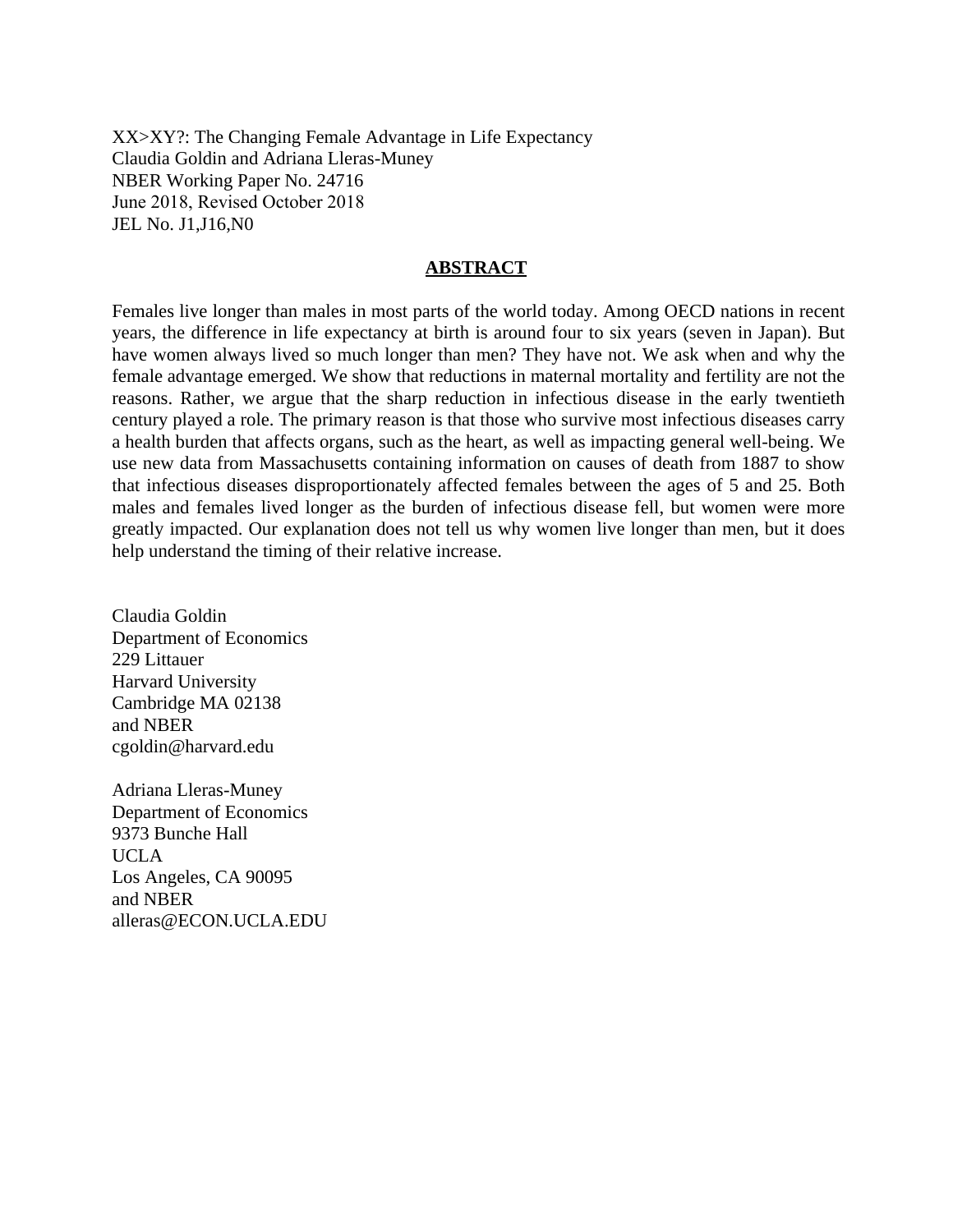XX>XY?: The Changing Female Advantage in Life Expectancy
Claudia Goldin and Adriana Lleras-Muney
NBER Working Paper No. 24716
June 2018, Revised October 2018
JEL No. J1,J16,N0

## ABSTRACT

Females live longer than males in most parts of the world today. Among OECD nations in recent years, the difference in life expectancy at birth is around four to six years (seven in Japan). But have women always lived so much longer than men? They have not. We ask when and why the female advantage emerged. We show that reductions in maternal mortality and fertility are not the reasons. Rather, we argue that the sharp reduction in infectious disease in the early twentieth century played a role. The primary reason is that those who survive most infectious diseases carry a health burden that affects organs, such as the heart, as well as impacting general well-being. We use new data from Massachusetts containing information on causes of death from 1887 to show that infectious diseases disproportionately affected females between the ages of 5 and 25. Both males and females lived longer as the burden of infectious disease fell, but women were more greatly impacted. Our explanation does not tell us why women live longer than men, but it does help understand the timing of their relative increase.

Claudia Goldin
Department of Economics
229 Littauer
Harvard University
Cambridge MA 02138
and NBER
cgoldin@harvard.edu

Adriana Lleras-Muney
Department of Economics
9373 Bunche Hall
UCLA
Los Angeles, CA 90095
and NBER
alleras@ECON.UCLA.EDU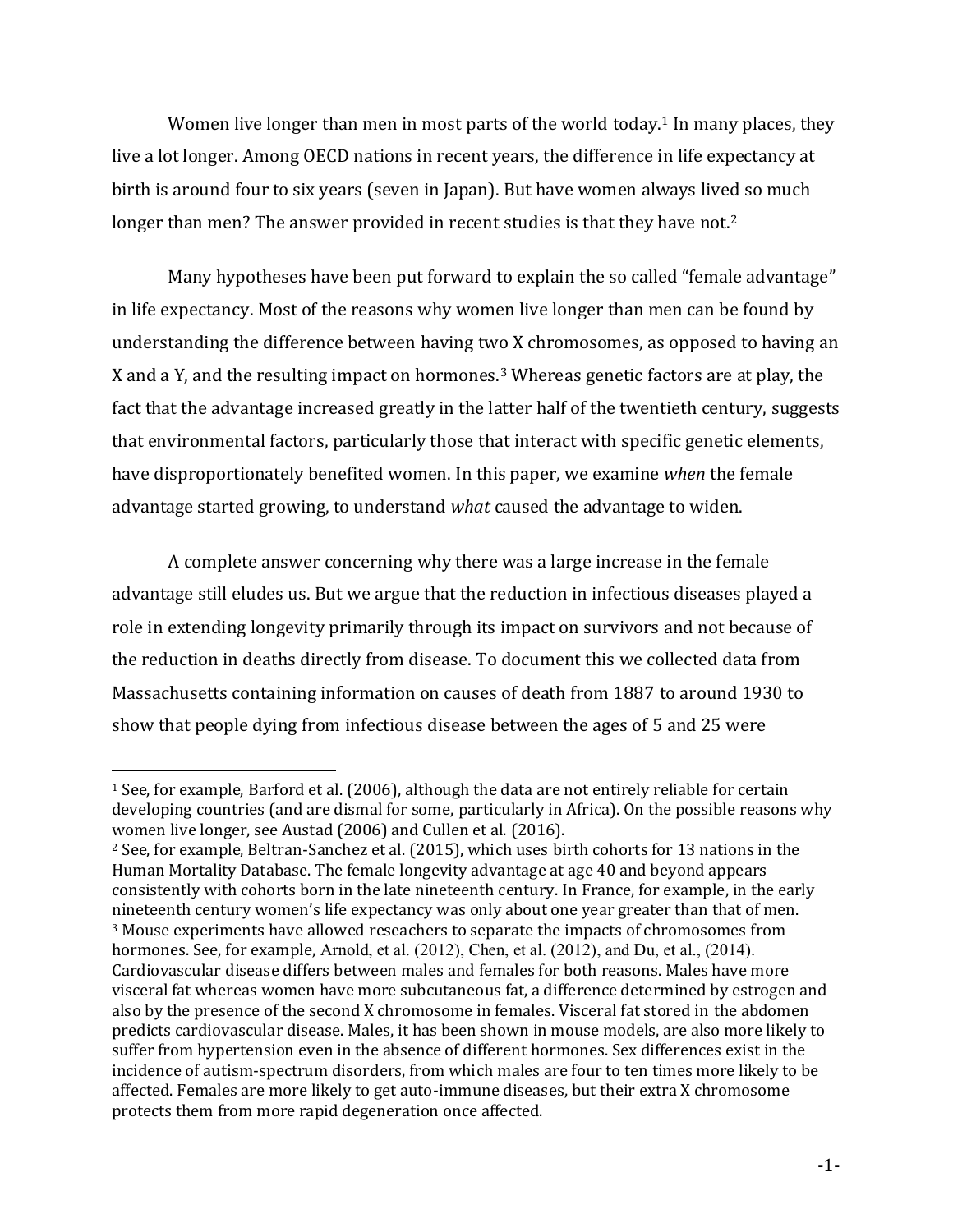Women live longer than men in most parts of the world today.[1] In many places, they live a lot longer. Among OECD nations in recent years, the difference in life expectancy at birth is around four to six years (seven in Japan). But have women always lived so much longer than men? The answer provided in recent studies is that they have not.[2]

Many hypotheses have been put forward to explain the so called "female advantage" in life expectancy. Most of the reasons why women live longer than men can be found by understanding the difference between having two X chromosomes, as opposed to having an X and a Y, and the resulting impact on hormones.[3] Whereas genetic factors are at play, the fact that the advantage increased greatly in the latter half of the twentieth century, suggests that environmental factors, particularly those that interact with specific genetic elements, have disproportionately benefited women. In this paper, we examine *when* the female advantage started growing, to understand *what* caused the advantage to widen.

A complete answer concerning why there was a large increase in the female advantage still eludes us. But we argue that the reduction in infectious diseases played a role in extending longevity primarily through its impact on survivors and not because of the reduction in deaths directly from disease. To document this we collected data from Massachusetts containing information on causes of death from 1887 to around 1930 to show that people dying from infectious disease between the ages of 5 and 25 were

---

[1] See, for example, Barford et al. (2006), although the data are not entirely reliable for certain developing countries (and are dismal for some, particularly in Africa). On the possible reasons why women live longer, see Austad (2006) and Cullen et al. (2016).

[2] See, for example, Beltran-Sanchez et al. (2015), which uses birth cohorts for 13 nations in the Human Mortality Database. The female longevity advantage at age 40 and beyond appears consistently with cohorts born in the late nineteenth century. In France, for example, in the early nineteenth century women's life expectancy was only about one year greater than that of men.

[3] Mouse experiments have allowed reseachers to separate the impacts of chromosomes from hormones. See, for example, Arnold, et al. (2012), Chen, et al. (2012), and Du, et al., (2014). Cardiovascular disease differs between males and females for both reasons. Males have more visceral fat whereas women have more subcutaneous fat, a difference determined by estrogen and also by the presence of the second X chromosome in females. Visceral fat stored in the abdomen predicts cardiovascular disease. Males, it has been shown in mouse models, are also more likely to suffer from hypertension even in the absence of different hormones. Sex differences exist in the incidence of autism-spectrum disorders, from which males are four to ten times more likely to be affected. Females are more likely to get auto-immune diseases, but their extra X chromosome protects them from more rapid degeneration once affected.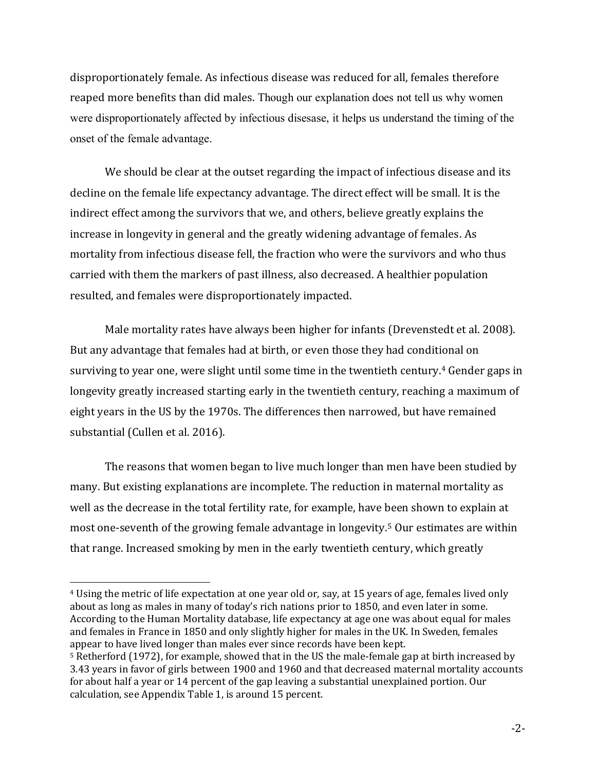disproportionately female. As infectious disease was reduced for all, females therefore reaped more benefits than did males. Though our explanation does not tell us why women were disproportionately affected by infectious disesase, it helps us understand the timing of the onset of the female advantage.

We should be clear at the outset regarding the impact of infectious disease and its decline on the female life expectancy advantage. The direct effect will be small. It is the indirect effect among the survivors that we, and others, believe greatly explains the increase in longevity in general and the greatly widening advantage of females. As mortality from infectious disease fell, the fraction who were the survivors and who thus carried with them the markers of past illness, also decreased. A healthier population resulted, and females were disproportionately impacted.

Male mortality rates have always been higher for infants (Drevenstedt et al. 2008). But any advantage that females had at birth, or even those they had conditional on surviving to year one, were slight until some time in the twentieth century.[4] Gender gaps in longevity greatly increased starting early in the twentieth century, reaching a maximum of eight years in the US by the 1970s. The differences then narrowed, but have remained substantial (Cullen et al. 2016).

The reasons that women began to live much longer than men have been studied by many. But existing explanations are incomplete. The reduction in maternal mortality as well as the decrease in the total fertility rate, for example, have been shown to explain at most one-seventh of the growing female advantage in longevity.[5] Our estimates are within that range. Increased smoking by men in the early twentieth century, which greatly

---

[4] Using the metric of life expectation at one year old or, say, at 15 years of age, females lived only about as long as males in many of today's rich nations prior to 1850, and even later in some. According to the Human Mortality database, life expectancy at age one was about equal for males and females in France in 1850 and only slightly higher for males in the UK. In Sweden, females appear to have lived longer than males ever since records have been kept.

[5] Retherford (1972), for example, showed that in the US the male-female gap at birth increased by 3.43 years in favor of girls between 1900 and 1960 and that decreased maternal mortality accounts for about half a year or 14 percent of the gap leaving a substantial unexplained portion. Our calculation, see Appendix Table 1, is around 15 percent.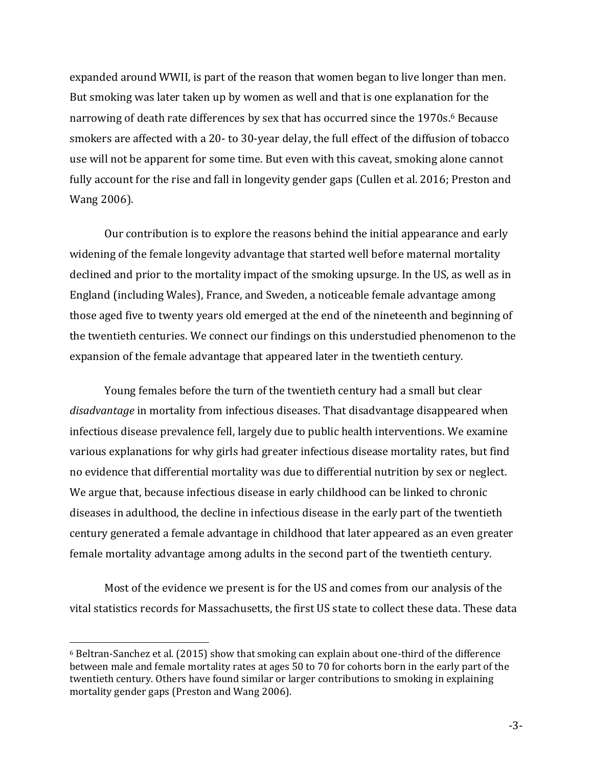expanded around WWII, is part of the reason that women began to live longer than men. But smoking was later taken up by women as well and that is one explanation for the narrowing of death rate differences by sex that has occurred since the 1970s.[6] Because smokers are affected with a 20- to 30-year delay, the full effect of the diffusion of tobacco use will not be apparent for some time. But even with this caveat, smoking alone cannot fully account for the rise and fall in longevity gender gaps (Cullen et al. 2016; Preston and Wang 2006).

Our contribution is to explore the reasons behind the initial appearance and early widening of the female longevity advantage that started well before maternal mortality declined and prior to the mortality impact of the smoking upsurge. In the US, as well as in England (including Wales), France, and Sweden, a noticeable female advantage among those aged five to twenty years old emerged at the end of the nineteenth and beginning of the twentieth centuries. We connect our findings on this understudied phenomenon to the expansion of the female advantage that appeared later in the twentieth century.

Young females before the turn of the twentieth century had a small but clear *disadvantage* in mortality from infectious diseases. That disadvantage disappeared when infectious disease prevalence fell, largely due to public health interventions. We examine various explanations for why girls had greater infectious disease mortality rates, but find no evidence that differential mortality was due to differential nutrition by sex or neglect. We argue that, because infectious disease in early childhood can be linked to chronic diseases in adulthood, the decline in infectious disease in the early part of the twentieth century generated a female advantage in childhood that later appeared as an even greater female mortality advantage among adults in the second part of the twentieth century.

Most of the evidence we present is for the US and comes from our analysis of the vital statistics records for Massachusetts, the first US state to collect these data. These data

[6] Beltran-Sanchez et al. (2015) show that smoking can explain about one-third of the difference between male and female mortality rates at ages 50 to 70 for cohorts born in the early part of the twentieth century. Others have found similar or larger contributions to smoking in explaining mortality gender gaps (Preston and Wang 2006).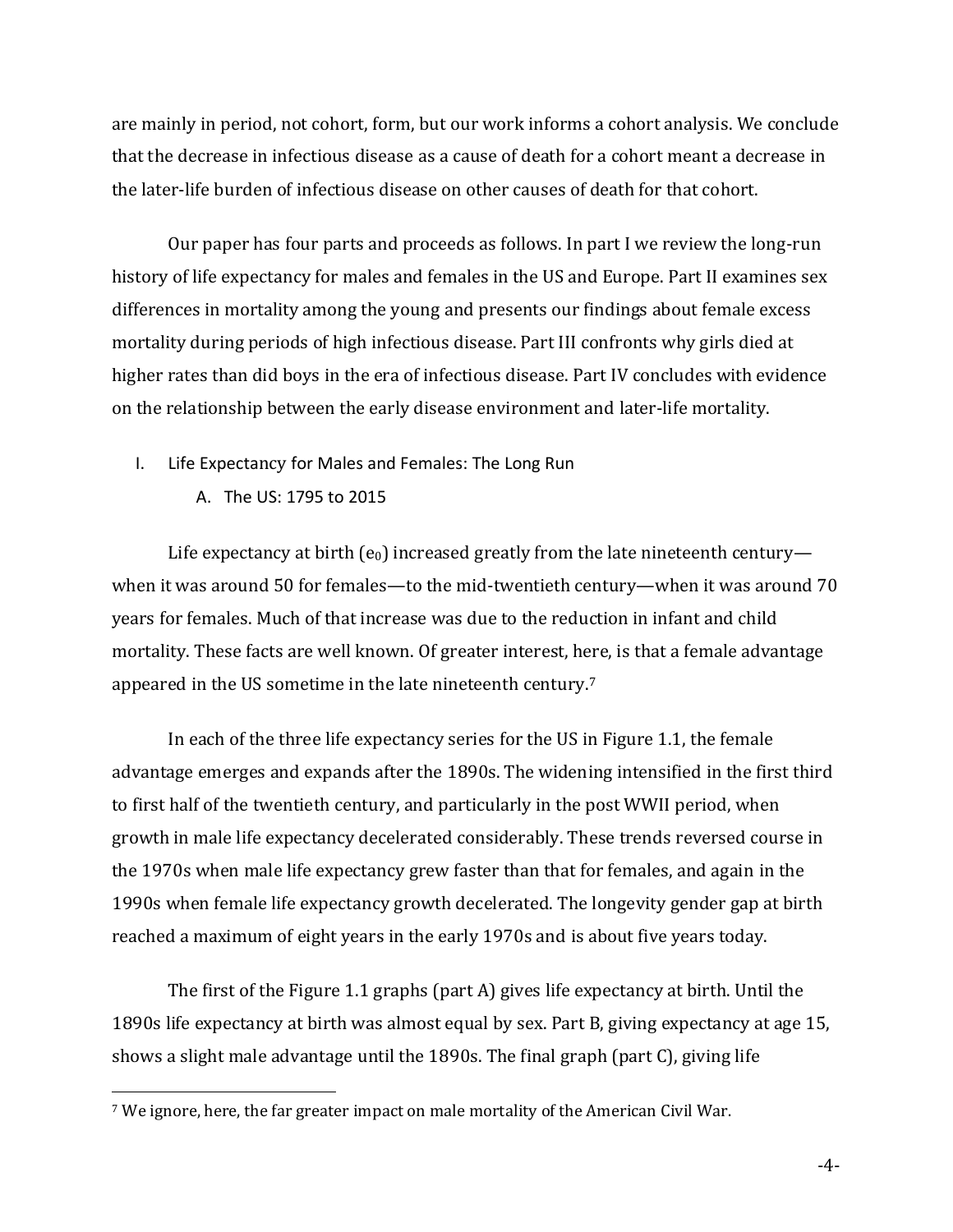are mainly in period, not cohort, form, but our work informs a cohort analysis. We conclude that the decrease in infectious disease as a cause of death for a cohort meant a decrease in the later-life burden of infectious disease on other causes of death for that cohort.

Our paper has four parts and proceeds as follows. In part I we review the long-run history of life expectancy for males and females in the US and Europe. Part II examines sex differences in mortality among the young and presents our findings about female excess mortality during periods of high infectious disease. Part III confronts why girls died at higher rates than did boys in the era of infectious disease. Part IV concludes with evidence on the relationship between the early disease environment and later-life mortality.

## I. Life Expectancy for Males and Females: The Long Run

### A. The US: 1795 to 2015

Life expectancy at birth ($e_0$) increased greatly from the late nineteenth century—when it was around 50 for females—to the mid-twentieth century—when it was around 70 years for females. Much of that increase was due to the reduction in infant and child mortality. These facts are well known. Of greater interest, here, is that a female advantage appeared in the US sometime in the late nineteenth century.[7]

In each of the three life expectancy series for the US in Figure 1.1, the female advantage emerges and expands after the 1890s. The widening intensified in the first third to first half of the twentieth century, and particularly in the post WWII period, when growth in male life expectancy decelerated considerably. These trends reversed course in the 1970s when male life expectancy grew faster than that for females, and again in the 1990s when female life expectancy growth decelerated. The longevity gender gap at birth reached a maximum of eight years in the early 1970s and is about five years today.

The first of the Figure 1.1 graphs (part A) gives life expectancy at birth. Until the 1890s life expectancy at birth was almost equal by sex. Part B, giving expectancy at age 15, shows a slight male advantage until the 1890s. The final graph (part C), giving life

[7] We ignore, here, the far greater impact on male mortality of the American Civil War.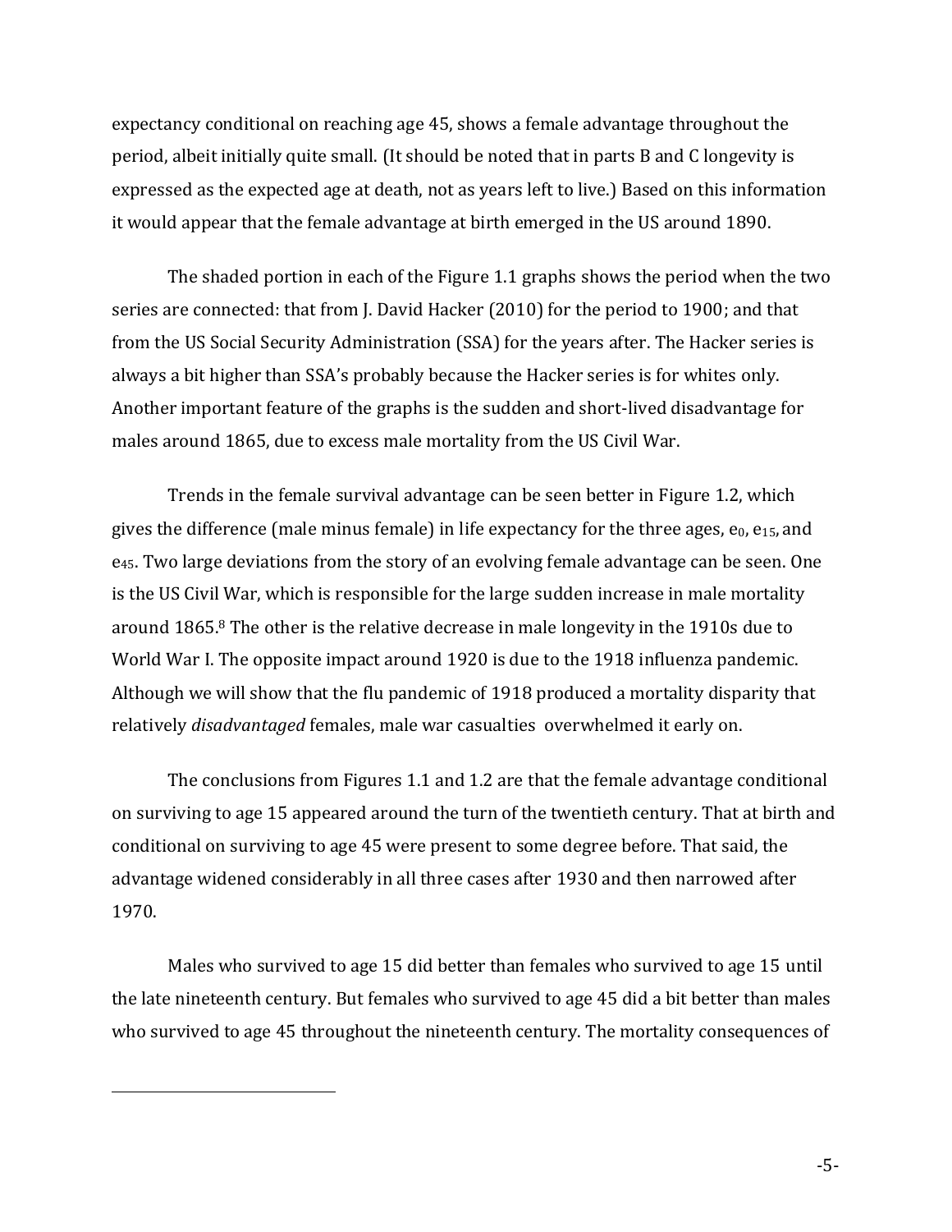expectancy conditional on reaching age 45, shows a female advantage throughout the period, albeit initially quite small. (It should be noted that in parts B and C longevity is expressed as the expected age at death, not as years left to live.) Based on this information it would appear that the female advantage at birth emerged in the US around 1890.

The shaded portion in each of the Figure 1.1 graphs shows the period when the two series are connected: that from J. David Hacker (2010) for the period to 1900; and that from the US Social Security Administration (SSA) for the years after. The Hacker series is always a bit higher than SSA's probably because the Hacker series is for whites only. Another important feature of the graphs is the sudden and short-lived disadvantage for males around 1865, due to excess male mortality from the US Civil War.

Trends in the female survival advantage can be seen better in Figure 1.2, which gives the difference (male minus female) in life expectancy for the three ages, $e_0$, $e_{15}$, and $e_{45}$. Two large deviations from the story of an evolving female advantage can be seen. One is the US Civil War, which is responsible for the large sudden increase in male mortality around 1865.[8] The other is the relative decrease in male longevity in the 1910s due to World War I. The opposite impact around 1920 is due to the 1918 influenza pandemic. Although we will show that the flu pandemic of 1918 produced a mortality disparity that relatively *disadvantaged* females, male war casualties overwhelmed it early on.

The conclusions from Figures 1.1 and 1.2 are that the female advantage conditional on surviving to age 15 appeared around the turn of the twentieth century. That at birth and conditional on surviving to age 45 were present to some degree before. That said, the advantage widened considerably in all three cases after 1930 and then narrowed after 1970.

Males who survived to age 15 did better than females who survived to age 15 until the late nineteenth century. But females who survived to age 45 did a bit better than males who survived to age 45 throughout the nineteenth century. The mortality consequences of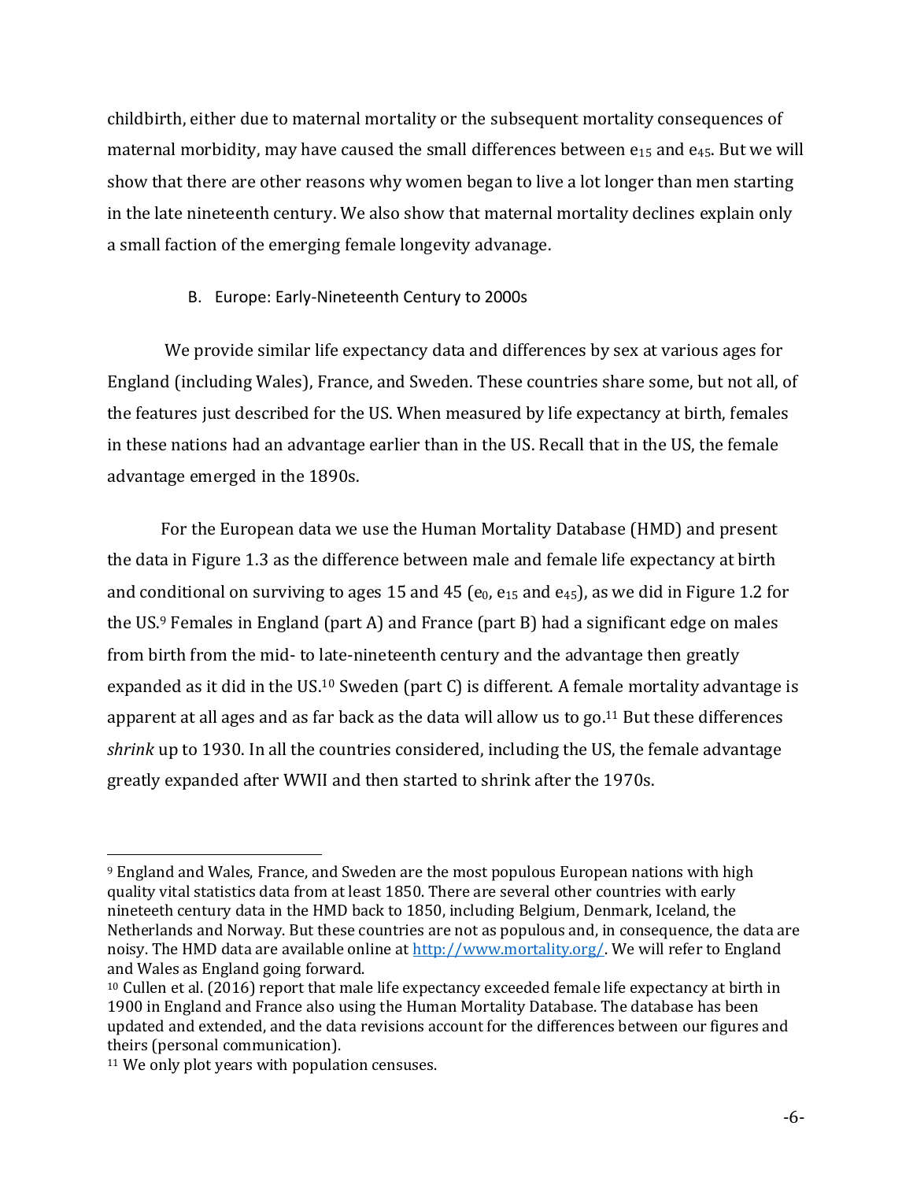childbirth, either due to maternal mortality or the subsequent mortality consequences of maternal morbidity, may have caused the small differences between $e_{15}$ and $e_{45}$. But we will show that there are other reasons why women began to live a lot longer than men starting in the late nineteenth century. We also show that maternal mortality declines explain only a small faction of the emerging female longevity advanage.

### B. Europe: Early-Nineteenth Century to 2000s

We provide similar life expectancy data and differences by sex at various ages for England (including Wales), France, and Sweden. These countries share some, but not all, of the features just described for the US. When measured by life expectancy at birth, females in these nations had an advantage earlier than in the US. Recall that in the US, the female advantage emerged in the 1890s.

For the European data we use the Human Mortality Database (HMD) and present the data in Figure 1.3 as the difference between male and female life expectancy at birth and conditional on surviving to ages 15 and 45 ($e_0$, $e_{15}$ and $e_{45}$), as we did in Figure 1.2 for the US.[9] Females in England (part A) and France (part B) had a significant edge on males from birth from the mid- to late-nineteenth century and the advantage then greatly expanded as it did in the US.[10] Sweden (part C) is different. A female mortality advantage is apparent at all ages and as far back as the data will allow us to go.[11] But these differences *shrink* up to 1930. In all the countries considered, including the US, the female advantage greatly expanded after WWII and then started to shrink after the 1970s.

---

[9] England and Wales, France, and Sweden are the most populous European nations with high quality vital statistics data from at least 1850. There are several other countries with early nineteeth century data in the HMD back to 1850, including Belgium, Denmark, Iceland, the Netherlands and Norway. But these countries are not as populous and, in consequence, the data are noisy. The HMD data are available online at http://www.mortality.org/. We will refer to England and Wales as England going forward.

[10] Cullen et al. (2016) report that male life expectancy exceeded female life expectancy at birth in 1900 in England and France also using the Human Mortality Database. The database has been updated and extended, and the data revisions account for the differences between our figures and theirs (personal communication).

[11] We only plot years with population censuses.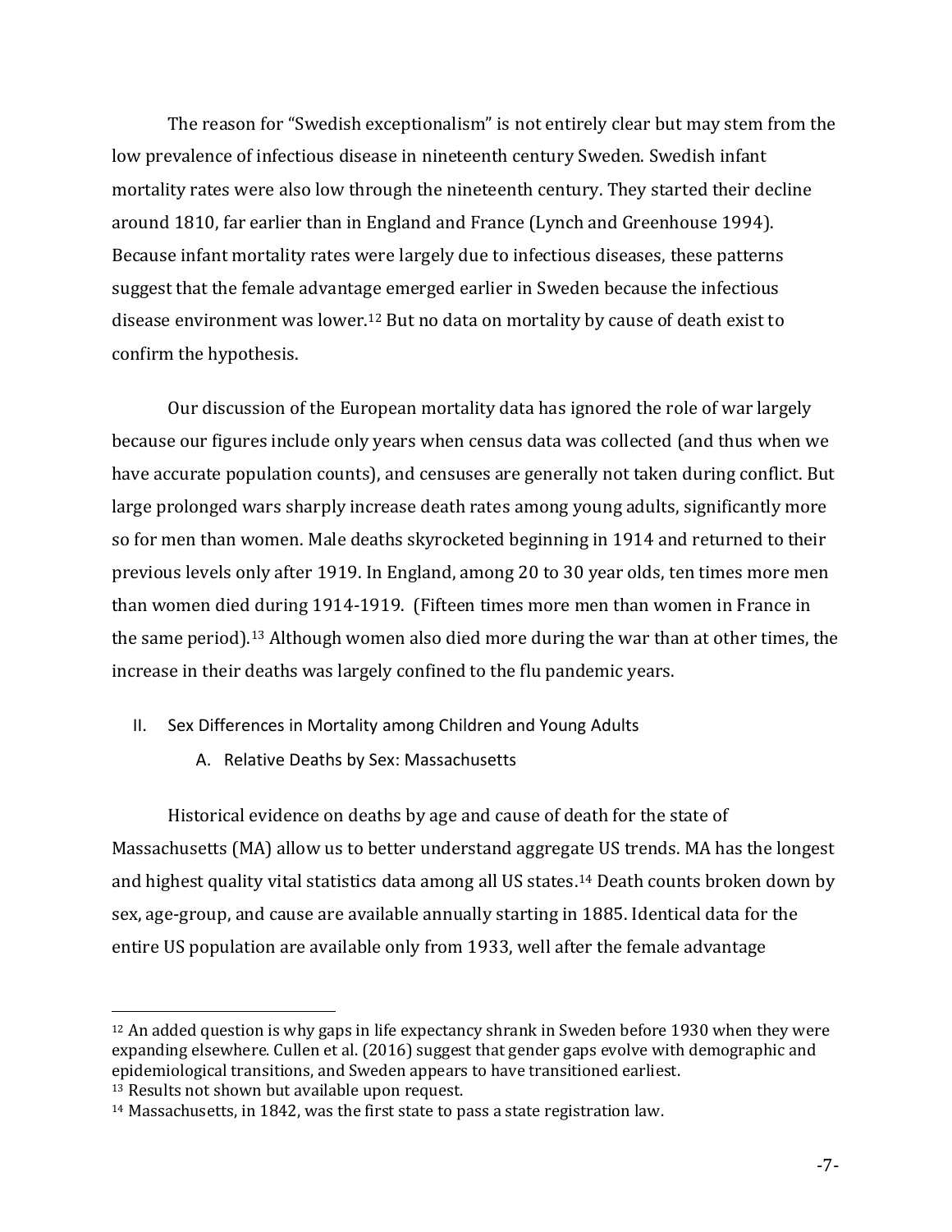The reason for "Swedish exceptionalism" is not entirely clear but may stem from the low prevalence of infectious disease in nineteenth century Sweden. Swedish infant mortality rates were also low through the nineteenth century. They started their decline around 1810, far earlier than in England and France (Lynch and Greenhouse 1994). Because infant mortality rates were largely due to infectious diseases, these patterns suggest that the female advantage emerged earlier in Sweden because the infectious disease environment was lower.[12] But no data on mortality by cause of death exist to confirm the hypothesis.

Our discussion of the European mortality data has ignored the role of war largely because our figures include only years when census data was collected (and thus when we have accurate population counts), and censuses are generally not taken during conflict. But large prolonged wars sharply increase death rates among young adults, significantly more so for men than women. Male deaths skyrocketed beginning in 1914 and returned to their previous levels only after 1919. In England, among 20 to 30 year olds, ten times more men than women died during 1914-1919. (Fifteen times more men than women in France in the same period).[13] Although women also died more during the war than at other times, the increase in their deaths was largely confined to the flu pandemic years.

## II. Sex Differences in Mortality among Children and Young Adults

### A. Relative Deaths by Sex: Massachusetts

Historical evidence on deaths by age and cause of death for the state of Massachusetts (MA) allow us to better understand aggregate US trends. MA has the longest and highest quality vital statistics data among all US states.[14] Death counts broken down by sex, age-group, and cause are available annually starting in 1885. Identical data for the entire US population are available only from 1933, well after the female advantage

---

[12] An added question is why gaps in life expectancy shrank in Sweden before 1930 when they were expanding elsewhere. Cullen et al. (2016) suggest that gender gaps evolve with demographic and epidemiological transitions, and Sweden appears to have transitioned earliest.

[13] Results not shown but available upon request.

[14] Massachusetts, in 1842, was the first state to pass a state registration law.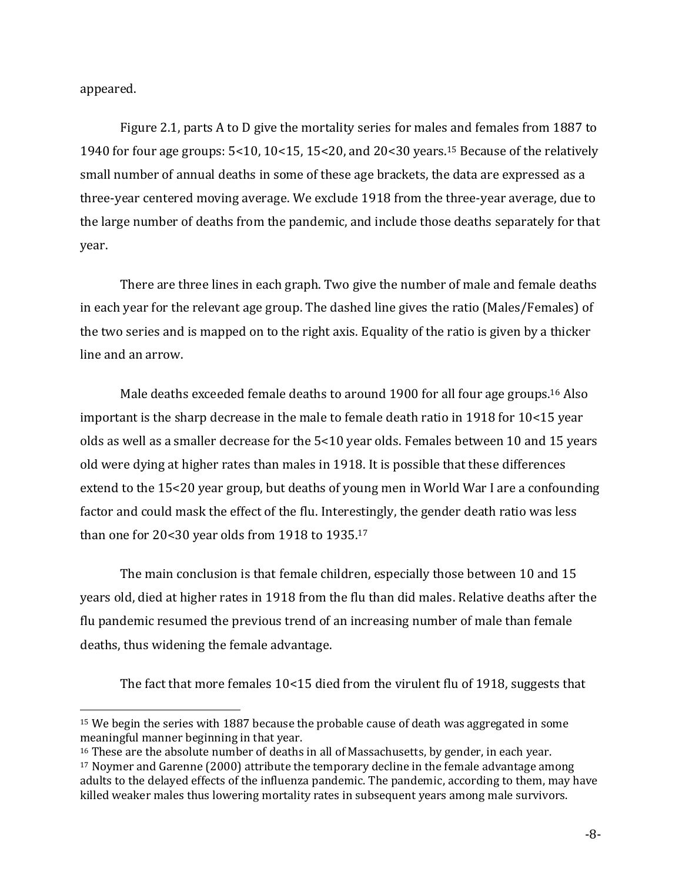appeared.

Figure 2.1, parts A to D give the mortality series for males and females from 1887 to 1940 for four age groups: 5<10, 10<15, 15<20, and 20<30 years.[15] Because of the relatively small number of annual deaths in some of these age brackets, the data are expressed as a three-year centered moving average. We exclude 1918 from the three-year average, due to the large number of deaths from the pandemic, and include those deaths separately for that year.

There are three lines in each graph. Two give the number of male and female deaths in each year for the relevant age group. The dashed line gives the ratio (Males/Females) of the two series and is mapped on to the right axis. Equality of the ratio is given by a thicker line and an arrow.

Male deaths exceeded female deaths to around 1900 for all four age groups.[16] Also important is the sharp decrease in the male to female death ratio in 1918 for 10<15 year olds as well as a smaller decrease for the 5<10 year olds. Females between 10 and 15 years old were dying at higher rates than males in 1918. It is possible that these differences extend to the 15<20 year group, but deaths of young men in World War I are a confounding factor and could mask the effect of the flu. Interestingly, the gender death ratio was less than one for 20<30 year olds from 1918 to 1935.[17]

The main conclusion is that female children, especially those between 10 and 15 years old, died at higher rates in 1918 from the flu than did males. Relative deaths after the flu pandemic resumed the previous trend of an increasing number of male than female deaths, thus widening the female advantage.

The fact that more females 10<15 died from the virulent flu of 1918, suggests that

---

[15] We begin the series with 1887 because the probable cause of death was aggregated in some meaningful manner beginning in that year.

[16] These are the absolute number of deaths in all of Massachusetts, by gender, in each year.

[17] Noymer and Garenne (2000) attribute the temporary decline in the female advantage among adults to the delayed effects of the influenza pandemic. The pandemic, according to them, may have killed weaker males thus lowering mortality rates in subsequent years among male survivors.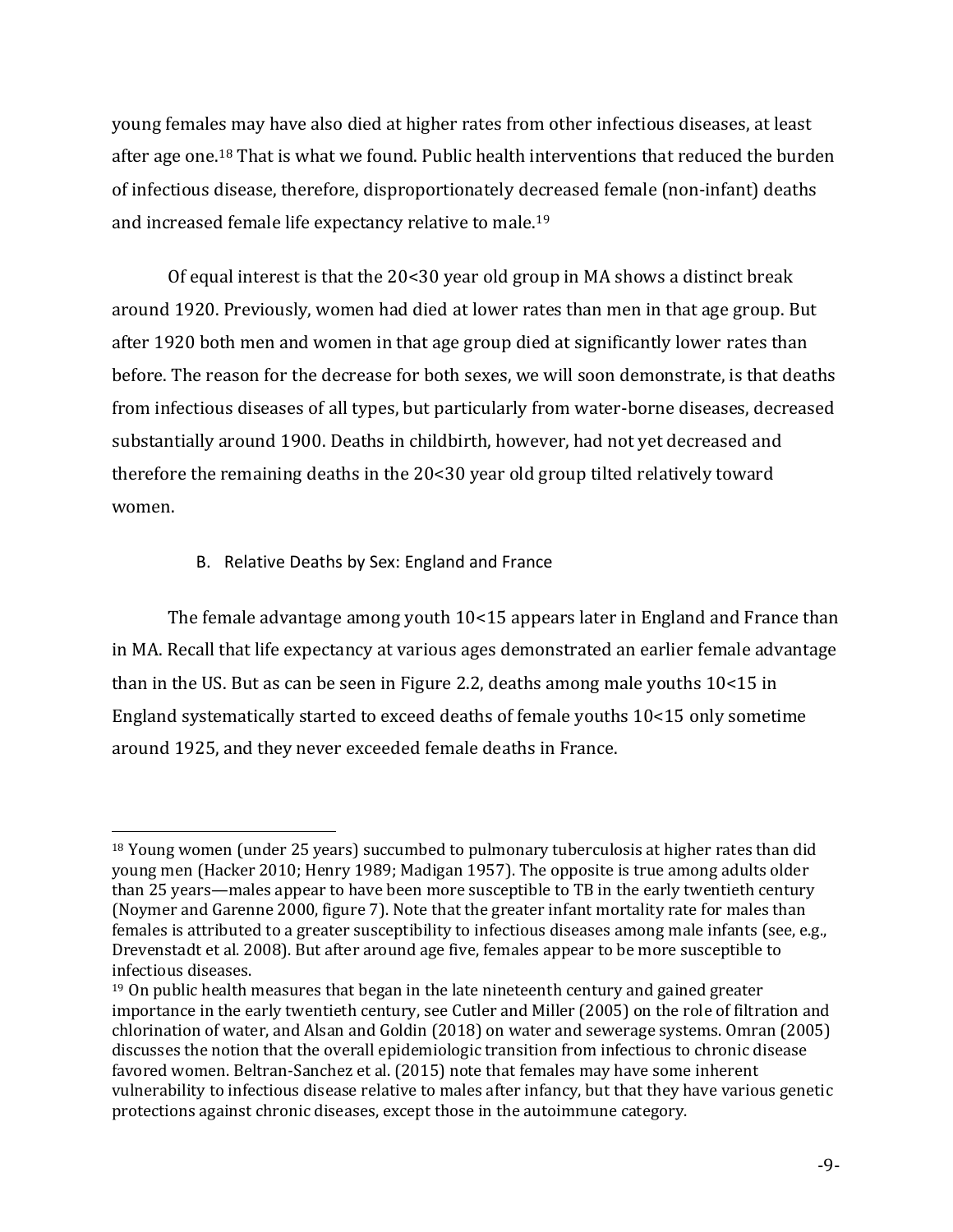young females may have also died at higher rates from other infectious diseases, at least after age one.[18] That is what we found. Public health interventions that reduced the burden of infectious disease, therefore, disproportionately decreased female (non-infant) deaths and increased female life expectancy relative to male.[19]

Of equal interest is that the 20<30 year old group in MA shows a distinct break around 1920. Previously, women had died at lower rates than men in that age group. But after 1920 both men and women in that age group died at significantly lower rates than before. The reason for the decrease for both sexes, we will soon demonstrate, is that deaths from infectious diseases of all types, but particularly from water-borne diseases, decreased substantially around 1900. Deaths in childbirth, however, had not yet decreased and therefore the remaining deaths in the 20<30 year old group tilted relatively toward women.

### B. Relative Deaths by Sex: England and France

The female advantage among youth 10<15 appears later in England and France than in MA. Recall that life expectancy at various ages demonstrated an earlier female advantage than in the US. But as can be seen in Figure 2.2, deaths among male youths 10<15 in England systematically started to exceed deaths of female youths 10<15 only sometime around 1925, and they never exceeded female deaths in France.

---

[18] Young women (under 25 years) succumbed to pulmonary tuberculosis at higher rates than did young men (Hacker 2010; Henry 1989; Madigan 1957). The opposite is true among adults older than 25 years—males appear to have been more susceptible to TB in the early twentieth century (Noymer and Garenne 2000, figure 7). Note that the greater infant mortality rate for males than females is attributed to a greater susceptibility to infectious diseases among male infants (see, e.g., Drevenstadt et al. 2008). But after around age five, females appear to be more susceptible to infectious diseases.

[19] On public health measures that began in the late nineteenth century and gained greater importance in the early twentieth century, see Cutler and Miller (2005) on the role of filtration and chlorination of water, and Alsan and Goldin (2018) on water and sewerage systems. Omran (2005) discusses the notion that the overall epidemiologic transition from infectious to chronic disease favored women. Beltran-Sanchez et al. (2015) note that females may have some inherent vulnerability to infectious disease relative to males after infancy, but that they have various genetic protections against chronic diseases, except those in the autoimmune category.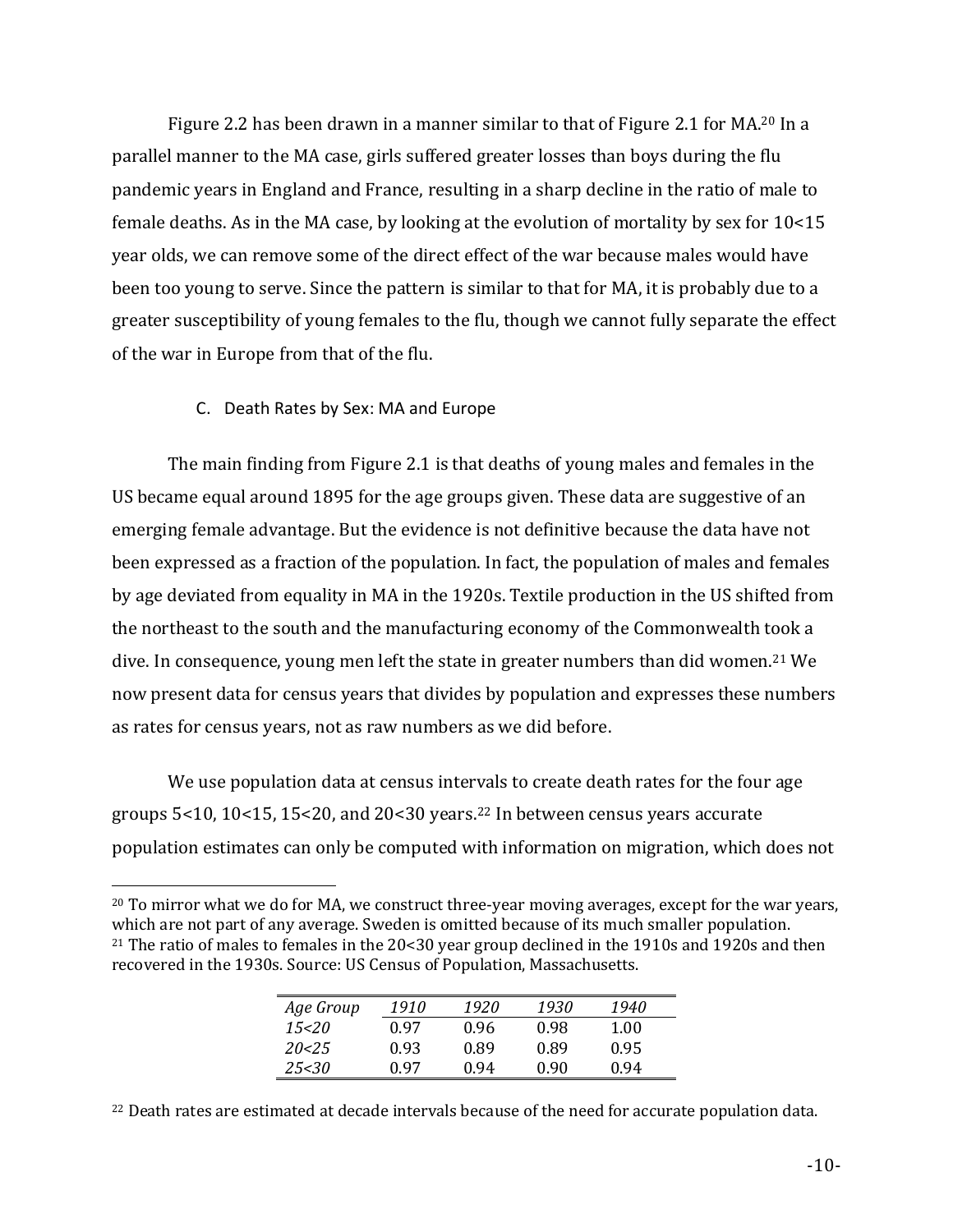Figure 2.2 has been drawn in a manner similar to that of Figure 2.1 for MA.[20] In a parallel manner to the MA case, girls suffered greater losses than boys during the flu pandemic years in England and France, resulting in a sharp decline in the ratio of male to female deaths. As in the MA case, by looking at the evolution of mortality by sex for 10<15 year olds, we can remove some of the direct effect of the war because males would have been too young to serve. Since the pattern is similar to that for MA, it is probably due to a greater susceptibility of young females to the flu, though we cannot fully separate the effect of the war in Europe from that of the flu.

### C. Death Rates by Sex: MA and Europe

The main finding from Figure 2.1 is that deaths of young males and females in the US became equal around 1895 for the age groups given. These data are suggestive of an emerging female advantage. But the evidence is not definitive because the data have not been expressed as a fraction of the population. In fact, the population of males and females by age deviated from equality in MA in the 1920s. Textile production in the US shifted from the northeast to the south and the manufacturing economy of the Commonwealth took a dive. In consequence, young men left the state in greater numbers than did women.[21] We now present data for census years that divides by population and expresses these numbers as rates for census years, not as raw numbers as we did before.

We use population data at census intervals to create death rates for the four age groups 5<10, 10<15, 15<20, and 20<30 years.[22] In between census years accurate population estimates can only be computed with information on migration, which does not

---

[20] To mirror what we do for MA, we construct three-year moving averages, except for the war years, which are not part of any average. Sweden is omitted because of its much smaller population.

[21] The ratio of males to females in the 20<30 year group declined in the 1910s and 1920s and then recovered in the 1930s. Source: US Census of Population, Massachusetts.

| *Age Group* | *1910* | *1920* | *1930* | *1940* |
|---|---|---|---|---|
| *15<20* | 0.97 | 0.96 | 0.98 | 1.00 |
| *20<25* | 0.93 | 0.89 | 0.89 | 0.95 |
| *25<30* | 0.97 | 0.94 | 0.90 | 0.94 |

[22] Death rates are estimated at decade intervals because of the need for accurate population data.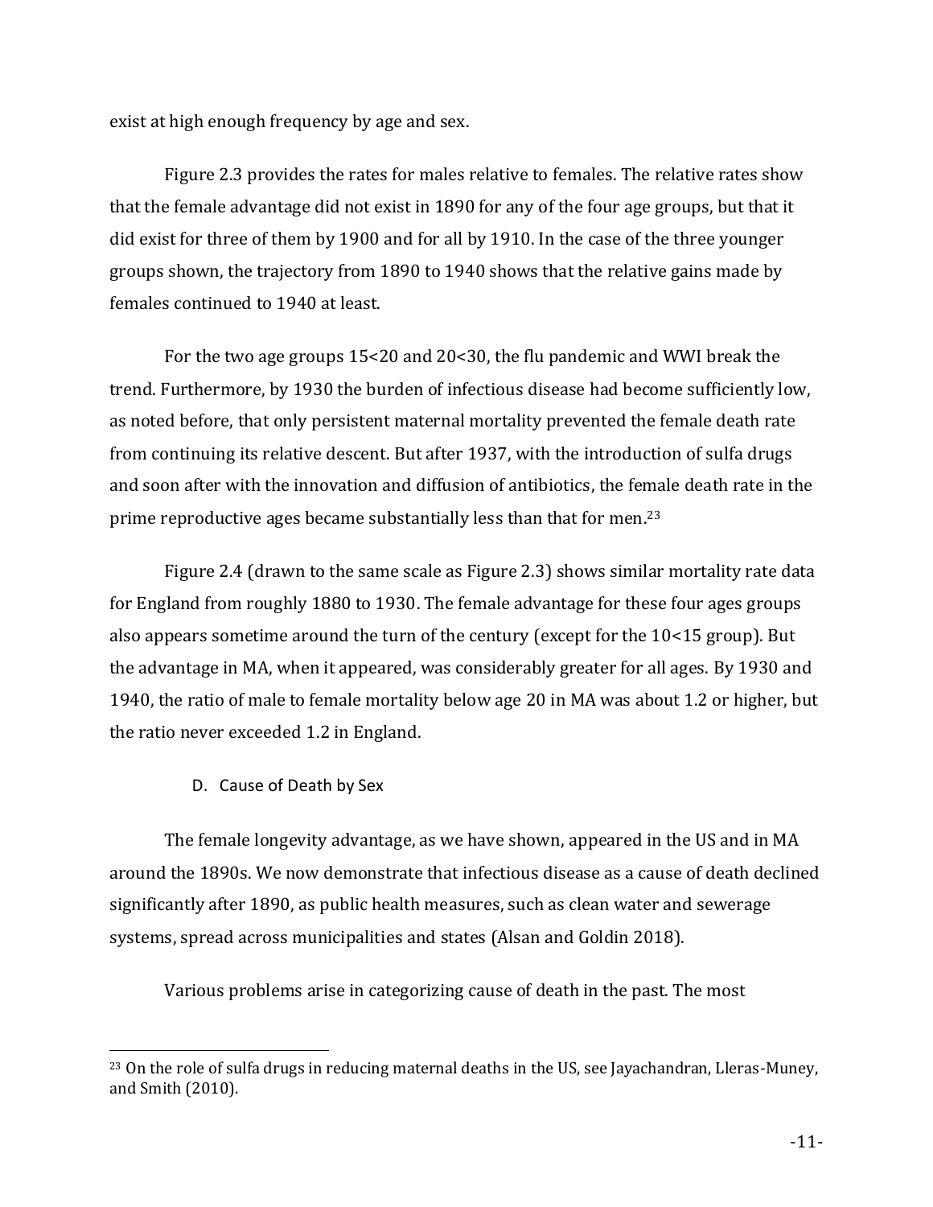exist at high enough frequency by age and sex.

Figure 2.3 provides the rates for males relative to females. The relative rates show that the female advantage did not exist in 1890 for any of the four age groups, but that it did exist for three of them by 1900 and for all by 1910. In the case of the three younger groups shown, the trajectory from 1890 to 1940 shows that the relative gains made by females continued to 1940 at least.

For the two age groups 15<20 and 20<30, the flu pandemic and WWI break the trend. Furthermore, by 1930 the burden of infectious disease had become sufficiently low, as noted before, that only persistent maternal mortality prevented the female death rate from continuing its relative descent. But after 1937, with the introduction of sulfa drugs and soon after with the innovation and diffusion of antibiotics, the female death rate in the prime reproductive ages became substantially less than that for men.[23]

Figure 2.4 (drawn to the same scale as Figure 2.3) shows similar mortality rate data for England from roughly 1880 to 1930. The female advantage for these four ages groups also appears sometime around the turn of the century (except for the 10<15 group). But the advantage in MA, when it appeared, was considerably greater for all ages. By 1930 and 1940, the ratio of male to female mortality below age 20 in MA was about 1.2 or higher, but the ratio never exceeded 1.2 in England.

### D. Cause of Death by Sex

The female longevity advantage, as we have shown, appeared in the US and in MA around the 1890s. We now demonstrate that infectious disease as a cause of death declined significantly after 1890, as public health measures, such as clean water and sewerage systems, spread across municipalities and states (Alsan and Goldin 2018).

Various problems arise in categorizing cause of death in the past. The most

[23] On the role of sulfa drugs in reducing maternal deaths in the US, see Jayachandran, Lleras-Muney, and Smith (2010).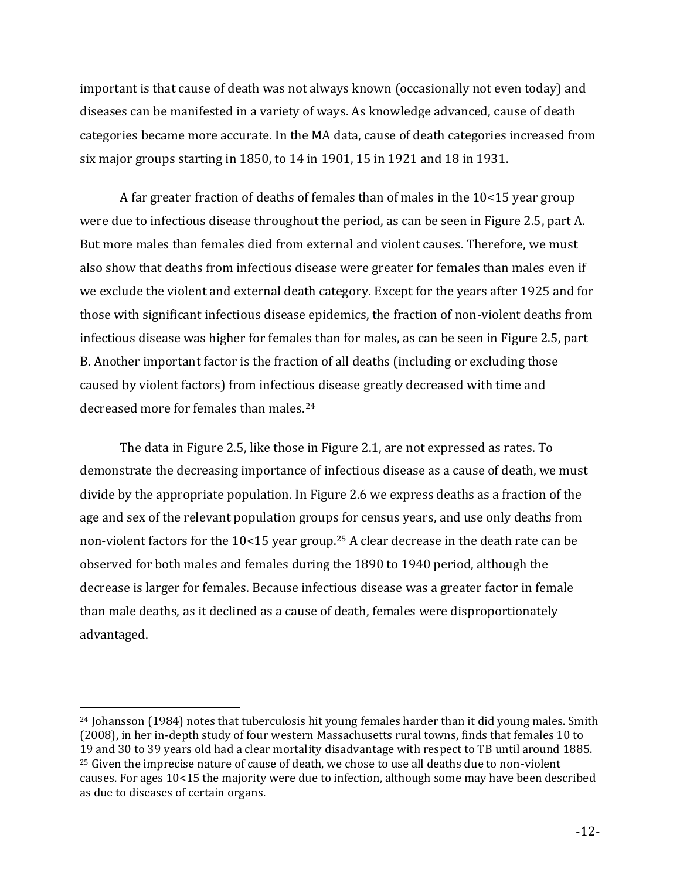important is that cause of death was not always known (occasionally not even today) and diseases can be manifested in a variety of ways. As knowledge advanced, cause of death categories became more accurate. In the MA data, cause of death categories increased from six major groups starting in 1850, to 14 in 1901, 15 in 1921 and 18 in 1931.

A far greater fraction of deaths of females than of males in the 10<15 year group were due to infectious disease throughout the period, as can be seen in Figure 2.5, part A. But more males than females died from external and violent causes. Therefore, we must also show that deaths from infectious disease were greater for females than males even if we exclude the violent and external death category. Except for the years after 1925 and for those with significant infectious disease epidemics, the fraction of non-violent deaths from infectious disease was higher for females than for males, as can be seen in Figure 2.5, part B. Another important factor is the fraction of all deaths (including or excluding those caused by violent factors) from infectious disease greatly decreased with time and decreased more for females than males.[24]

The data in Figure 2.5, like those in Figure 2.1, are not expressed as rates. To demonstrate the decreasing importance of infectious disease as a cause of death, we must divide by the appropriate population. In Figure 2.6 we express deaths as a fraction of the age and sex of the relevant population groups for census years, and use only deaths from non-violent factors for the 10<15 year group.[25] A clear decrease in the death rate can be observed for both males and females during the 1890 to 1940 period, although the decrease is larger for females. Because infectious disease was a greater factor in female than male deaths, as it declined as a cause of death, females were disproportionately advantaged.

---

[24] Johansson (1984) notes that tuberculosis hit young females harder than it did young males. Smith (2008), in her in-depth study of four western Massachusetts rural towns, finds that females 10 to 19 and 30 to 39 years old had a clear mortality disadvantage with respect to TB until around 1885.

[25] Given the imprecise nature of cause of death, we chose to use all deaths due to non-violent causes. For ages 10<15 the majority were due to infection, although some may have been described as due to diseases of certain organs.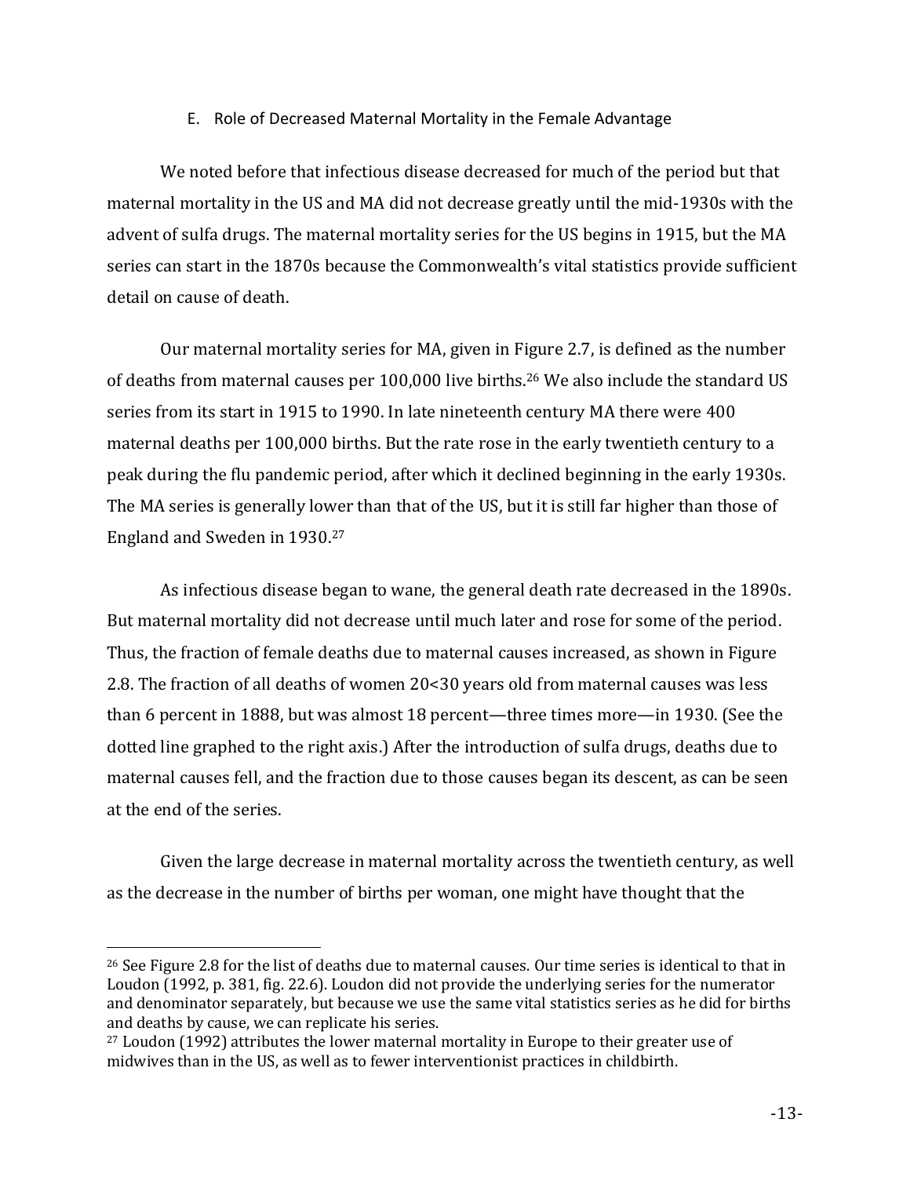### E. Role of Decreased Maternal Mortality in the Female Advantage

We noted before that infectious disease decreased for much of the period but that maternal mortality in the US and MA did not decrease greatly until the mid-1930s with the advent of sulfa drugs. The maternal mortality series for the US begins in 1915, but the MA series can start in the 1870s because the Commonwealth's vital statistics provide sufficient detail on cause of death.

Our maternal mortality series for MA, given in Figure 2.7, is defined as the number of deaths from maternal causes per 100,000 live births.[26] We also include the standard US series from its start in 1915 to 1990. In late nineteenth century MA there were 400 maternal deaths per 100,000 births. But the rate rose in the early twentieth century to a peak during the flu pandemic period, after which it declined beginning in the early 1930s. The MA series is generally lower than that of the US, but it is still far higher than those of England and Sweden in 1930.[27]

As infectious disease began to wane, the general death rate decreased in the 1890s. But maternal mortality did not decrease until much later and rose for some of the period. Thus, the fraction of female deaths due to maternal causes increased, as shown in Figure 2.8. The fraction of all deaths of women 20<30 years old from maternal causes was less than 6 percent in 1888, but was almost 18 percent—three times more—in 1930. (See the dotted line graphed to the right axis.) After the introduction of sulfa drugs, deaths due to maternal causes fell, and the fraction due to those causes began its descent, as can be seen at the end of the series.

Given the large decrease in maternal mortality across the twentieth century, as well as the decrease in the number of births per woman, one might have thought that the

---

[26] See Figure 2.8 for the list of deaths due to maternal causes. Our time series is identical to that in Loudon (1992, p. 381, fig. 22.6). Loudon did not provide the underlying series for the numerator and denominator separately, but because we use the same vital statistics series as he did for births and deaths by cause, we can replicate his series.

[27] Loudon (1992) attributes the lower maternal mortality in Europe to their greater use of midwives than in the US, as well as to fewer interventionist practices in childbirth.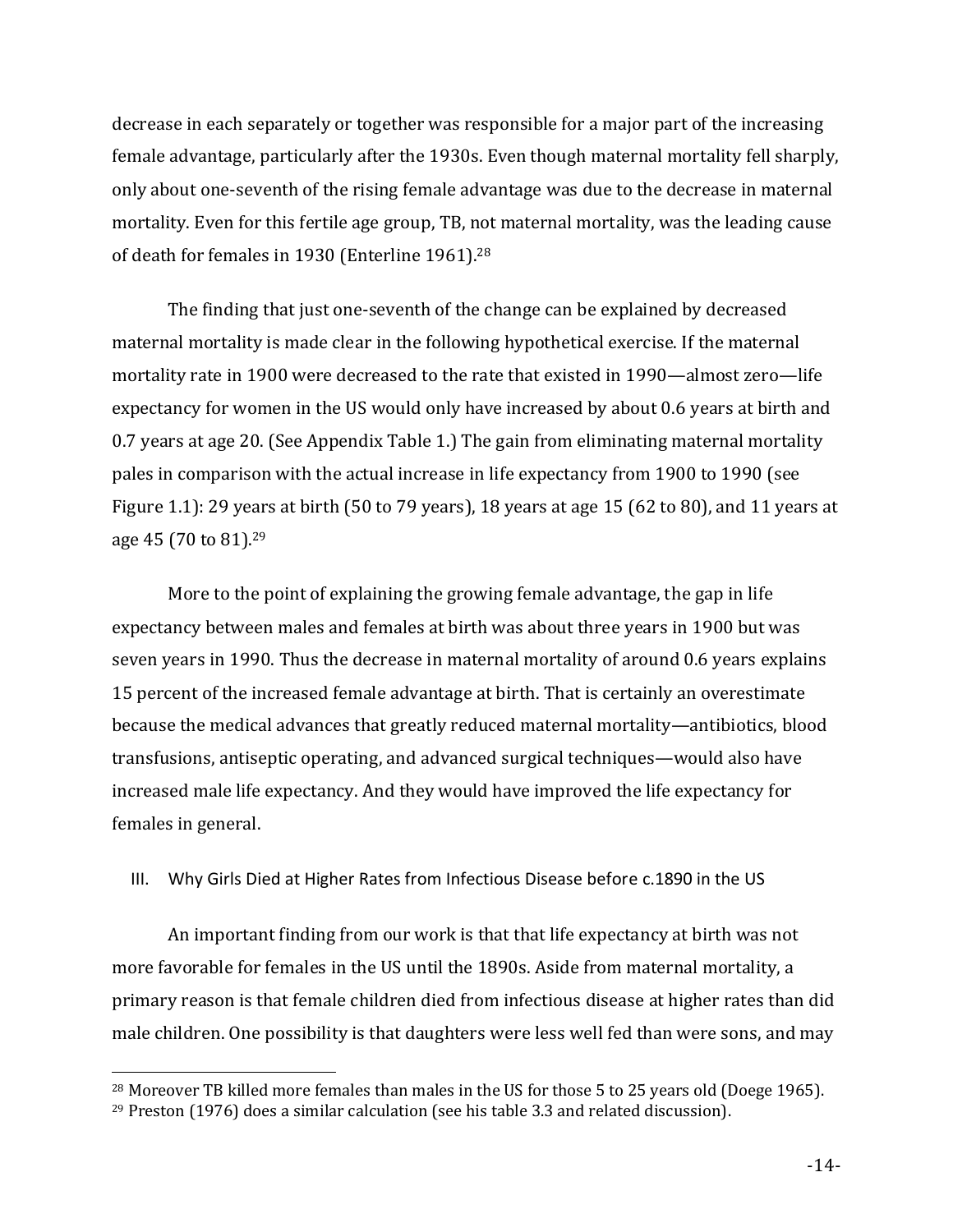decrease in each separately or together was responsible for a major part of the increasing female advantage, particularly after the 1930s. Even though maternal mortality fell sharply, only about one-seventh of the rising female advantage was due to the decrease in maternal mortality. Even for this fertile age group, TB, not maternal mortality, was the leading cause of death for females in 1930 (Enterline 1961).[28]

The finding that just one-seventh of the change can be explained by decreased maternal mortality is made clear in the following hypothetical exercise. If the maternal mortality rate in 1900 were decreased to the rate that existed in 1990—almost zero—life expectancy for women in the US would only have increased by about 0.6 years at birth and 0.7 years at age 20. (See Appendix Table 1.) The gain from eliminating maternal mortality pales in comparison with the actual increase in life expectancy from 1900 to 1990 (see Figure 1.1): 29 years at birth (50 to 79 years), 18 years at age 15 (62 to 80), and 11 years at age 45 (70 to 81).[29]

More to the point of explaining the growing female advantage, the gap in life expectancy between males and females at birth was about three years in 1900 but was seven years in 1990. Thus the decrease in maternal mortality of around 0.6 years explains 15 percent of the increased female advantage at birth. That is certainly an overestimate because the medical advances that greatly reduced maternal mortality—antibiotics, blood transfusions, antiseptic operating, and advanced surgical techniques—would also have increased male life expectancy. And they would have improved the life expectancy for females in general.

## III. Why Girls Died at Higher Rates from Infectious Disease before c.1890 in the US

An important finding from our work is that that life expectancy at birth was not more favorable for females in the US until the 1890s. Aside from maternal mortality, a primary reason is that female children died from infectious disease at higher rates than did male children. One possibility is that daughters were less well fed than were sons, and may

[28] Moreover TB killed more females than males in the US for those 5 to 25 years old (Doege 1965).

[29] Preston (1976) does a similar calculation (see his table 3.3 and related discussion).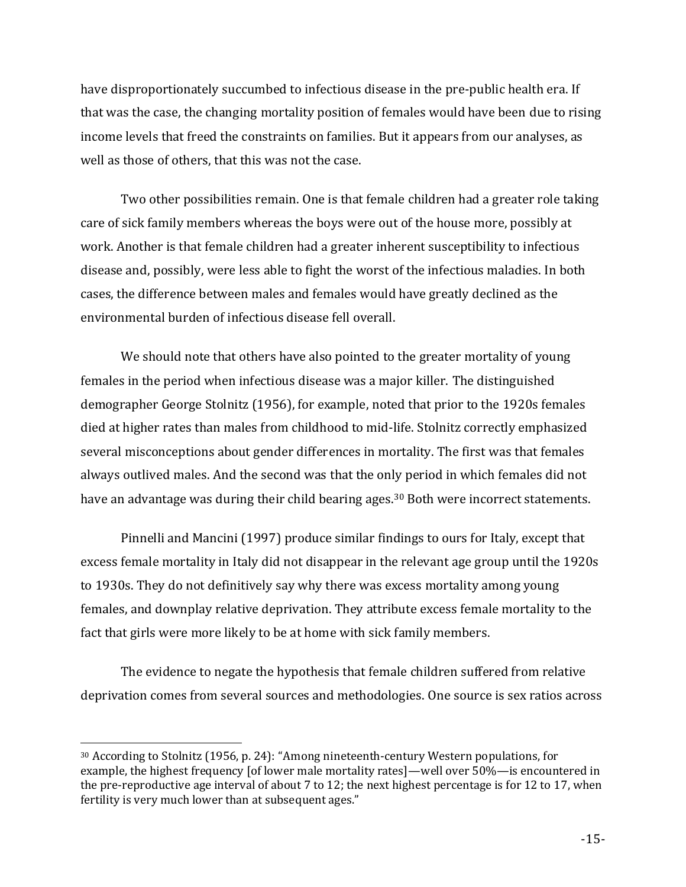have disproportionately succumbed to infectious disease in the pre-public health era. If that was the case, the changing mortality position of females would have been due to rising income levels that freed the constraints on families. But it appears from our analyses, as well as those of others, that this was not the case.

Two other possibilities remain. One is that female children had a greater role taking care of sick family members whereas the boys were out of the house more, possibly at work. Another is that female children had a greater inherent susceptibility to infectious disease and, possibly, were less able to fight the worst of the infectious maladies. In both cases, the difference between males and females would have greatly declined as the environmental burden of infectious disease fell overall.

We should note that others have also pointed to the greater mortality of young females in the period when infectious disease was a major killer. The distinguished demographer George Stolnitz (1956), for example, noted that prior to the 1920s females died at higher rates than males from childhood to mid-life. Stolnitz correctly emphasized several misconceptions about gender differences in mortality. The first was that females always outlived males. And the second was that the only period in which females did not have an advantage was during their child bearing ages.[30] Both were incorrect statements.

Pinnelli and Mancini (1997) produce similar findings to ours for Italy, except that excess female mortality in Italy did not disappear in the relevant age group until the 1920s to 1930s. They do not definitively say why there was excess mortality among young females, and downplay relative deprivation. They attribute excess female mortality to the fact that girls were more likely to be at home with sick family members.

The evidence to negate the hypothesis that female children suffered from relative deprivation comes from several sources and methodologies. One source is sex ratios across

---

[30] According to Stolnitz (1956, p. 24): "Among nineteenth-century Western populations, for example, the highest frequency [of lower male mortality rates]—well over 50%—is encountered in the pre-reproductive age interval of about 7 to 12; the next highest percentage is for 12 to 17, when fertility is very much lower than at subsequent ages."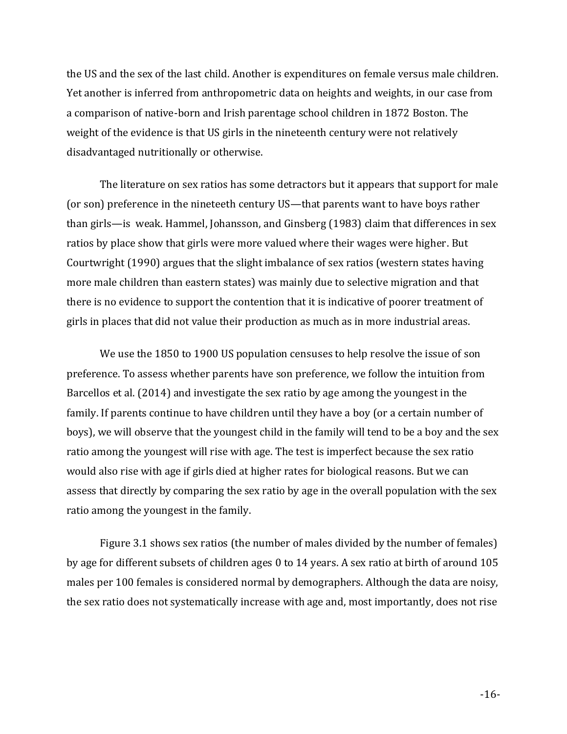the US and the sex of the last child. Another is expenditures on female versus male children. Yet another is inferred from anthropometric data on heights and weights, in our case from a comparison of native-born and Irish parentage school children in 1872 Boston. The weight of the evidence is that US girls in the nineteenth century were not relatively disadvantaged nutritionally or otherwise.

The literature on sex ratios has some detractors but it appears that support for male (or son) preference in the nineteeth century US—that parents want to have boys rather than girls—is weak. Hammel, Johansson, and Ginsberg (1983) claim that differences in sex ratios by place show that girls were more valued where their wages were higher. But Courtwright (1990) argues that the slight imbalance of sex ratios (western states having more male children than eastern states) was mainly due to selective migration and that there is no evidence to support the contention that it is indicative of poorer treatment of girls in places that did not value their production as much as in more industrial areas.

We use the 1850 to 1900 US population censuses to help resolve the issue of son preference. To assess whether parents have son preference, we follow the intuition from Barcellos et al. (2014) and investigate the sex ratio by age among the youngest in the family. If parents continue to have children until they have a boy (or a certain number of boys), we will observe that the youngest child in the family will tend to be a boy and the sex ratio among the youngest will rise with age. The test is imperfect because the sex ratio would also rise with age if girls died at higher rates for biological reasons. But we can assess that directly by comparing the sex ratio by age in the overall population with the sex ratio among the youngest in the family.

Figure 3.1 shows sex ratios (the number of males divided by the number of females) by age for different subsets of children ages 0 to 14 years. A sex ratio at birth of around 105 males per 100 females is considered normal by demographers. Although the data are noisy, the sex ratio does not systematically increase with age and, most importantly, does not rise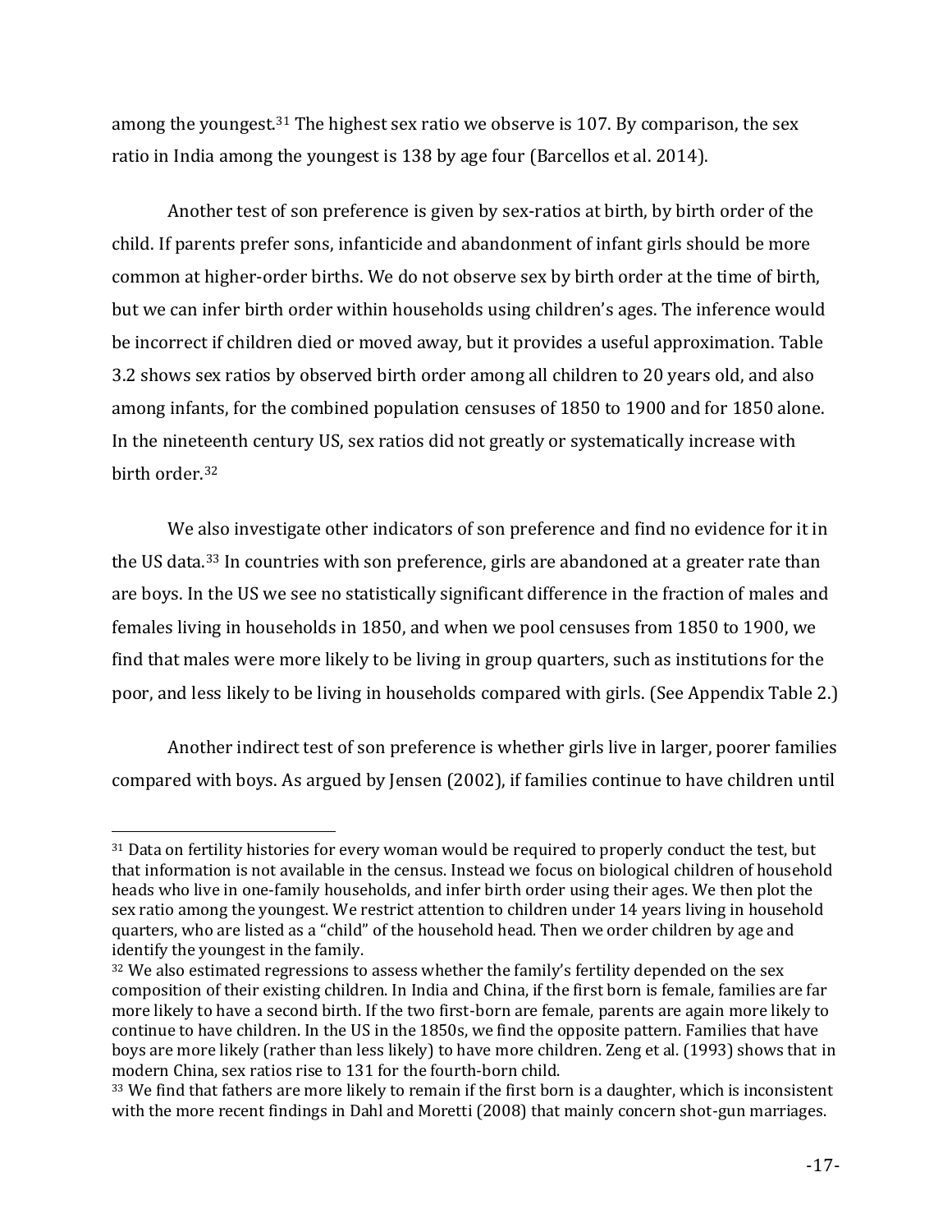among the youngest.[31] The highest sex ratio we observe is 107. By comparison, the sex ratio in India among the youngest is 138 by age four (Barcellos et al. 2014).

Another test of son preference is given by sex-ratios at birth, by birth order of the child. If parents prefer sons, infanticide and abandonment of infant girls should be more common at higher-order births. We do not observe sex by birth order at the time of birth, but we can infer birth order within households using children's ages. The inference would be incorrect if children died or moved away, but it provides a useful approximation. Table 3.2 shows sex ratios by observed birth order among all children to 20 years old, and also among infants, for the combined population censuses of 1850 to 1900 and for 1850 alone. In the nineteenth century US, sex ratios did not greatly or systematically increase with birth order.[32]

We also investigate other indicators of son preference and find no evidence for it in the US data.[33] In countries with son preference, girls are abandoned at a greater rate than are boys. In the US we see no statistically significant difference in the fraction of males and females living in households in 1850, and when we pool censuses from 1850 to 1900, we find that males were more likely to be living in group quarters, such as institutions for the poor, and less likely to be living in households compared with girls. (See Appendix Table 2.)

Another indirect test of son preference is whether girls live in larger, poorer families compared with boys. As argued by Jensen (2002), if families continue to have children until

---

[31] Data on fertility histories for every woman would be required to properly conduct the test, but that information is not available in the census. Instead we focus on biological children of household heads who live in one-family households, and infer birth order using their ages. We then plot the sex ratio among the youngest. We restrict attention to children under 14 years living in household quarters, who are listed as a "child" of the household head. Then we order children by age and identify the youngest in the family.

[32] We also estimated regressions to assess whether the family's fertility depended on the sex composition of their existing children. In India and China, if the first born is female, families are far more likely to have a second birth. If the two first-born are female, parents are again more likely to continue to have children. In the US in the 1850s, we find the opposite pattern. Families that have boys are more likely (rather than less likely) to have more children. Zeng et al. (1993) shows that in modern China, sex ratios rise to 131 for the fourth-born child.

[33] We find that fathers are more likely to remain if the first born is a daughter, which is inconsistent with the more recent findings in Dahl and Moretti (2008) that mainly concern shot-gun marriages.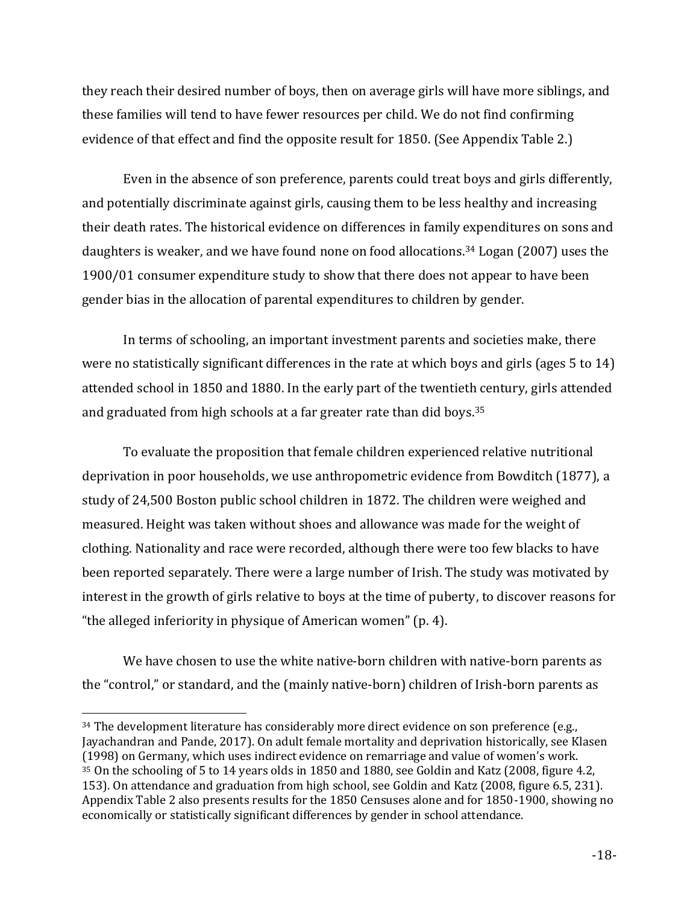they reach their desired number of boys, then on average girls will have more siblings, and these families will tend to have fewer resources per child. We do not find confirming evidence of that effect and find the opposite result for 1850. (See Appendix Table 2.)

Even in the absence of son preference, parents could treat boys and girls differently, and potentially discriminate against girls, causing them to be less healthy and increasing their death rates. The historical evidence on differences in family expenditures on sons and daughters is weaker, and we have found none on food allocations.[34] Logan (2007) uses the 1900/01 consumer expenditure study to show that there does not appear to have been gender bias in the allocation of parental expenditures to children by gender.

In terms of schooling, an important investment parents and societies make, there were no statistically significant differences in the rate at which boys and girls (ages 5 to 14) attended school in 1850 and 1880. In the early part of the twentieth century, girls attended and graduated from high schools at a far greater rate than did boys.[35]

To evaluate the proposition that female children experienced relative nutritional deprivation in poor households, we use anthropometric evidence from Bowditch (1877), a study of 24,500 Boston public school children in 1872. The children were weighed and measured. Height was taken without shoes and allowance was made for the weight of clothing. Nationality and race were recorded, although there were too few blacks to have been reported separately. There were a large number of Irish. The study was motivated by interest in the growth of girls relative to boys at the time of puberty, to discover reasons for "the alleged inferiority in physique of American women" (p. 4).

We have chosen to use the white native-born children with native-born parents as the "control," or standard, and the (mainly native-born) children of Irish-born parents as

---

[34] The development literature has considerably more direct evidence on son preference (e.g., Jayachandran and Pande, 2017). On adult female mortality and deprivation historically, see Klasen (1998) on Germany, which uses indirect evidence on remarriage and value of women's work.

[35] On the schooling of 5 to 14 years olds in 1850 and 1880, see Goldin and Katz (2008, figure 4.2, 153). On attendance and graduation from high school, see Goldin and Katz (2008, figure 6.5, 231). Appendix Table 2 also presents results for the 1850 Censuses alone and for 1850-1900, showing no economically or statistically significant differences by gender in school attendance.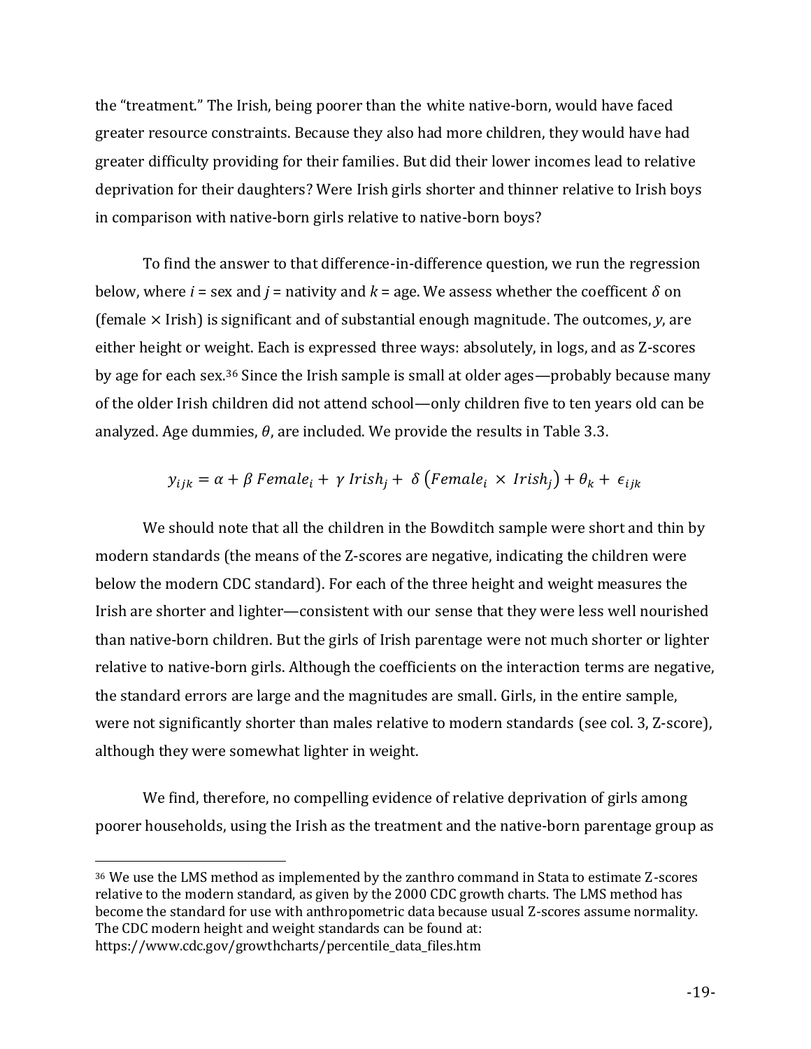the "treatment." The Irish, being poorer than the white native-born, would have faced greater resource constraints. Because they also had more children, they would have had greater difficulty providing for their families. But did their lower incomes lead to relative deprivation for their daughters? Were Irish girls shorter and thinner relative to Irish boys in comparison with native-born girls relative to native-born boys?

To find the answer to that difference-in-difference question, we run the regression below, where $i$ = sex and $j$ = nativity and $k$ = age. We assess whether the coefficent $\delta$ on (female × Irish) is significant and of substantial enough magnitude. The outcomes, $y$, are either height or weight. Each is expressed three ways: absolutely, in logs, and as Z-scores by age for each sex.[36] Since the Irish sample is small at older ages—probably because many of the older Irish children did not attend school—only children five to ten years old can be analyzed. Age dummies, $\theta$, are included. We provide the results in Table 3.3.

$$y_{ijk} = \alpha + \beta\, Female_i + \gamma\, Irish_j + \delta\left(Female_i \times Irish_j\right) + \theta_k + \epsilon_{ijk}$$

We should note that all the children in the Bowditch sample were short and thin by modern standards (the means of the Z-scores are negative, indicating the children were below the modern CDC standard). For each of the three height and weight measures the Irish are shorter and lighter—consistent with our sense that they were less well nourished than native-born children. But the girls of Irish parentage were not much shorter or lighter relative to native-born girls. Although the coefficients on the interaction terms are negative, the standard errors are large and the magnitudes are small. Girls, in the entire sample, were not significantly shorter than males relative to modern standards (see col. 3, Z-score), although they were somewhat lighter in weight.

We find, therefore, no compelling evidence of relative deprivation of girls among poorer households, using the Irish as the treatment and the native-born parentage group as

[36] We use the LMS method as implemented by the zanthro command in Stata to estimate Z-scores relative to the modern standard, as given by the 2000 CDC growth charts. The LMS method has become the standard for use with anthropometric data because usual Z-scores assume normality. The CDC modern height and weight standards can be found at: https://www.cdc.gov/growthcharts/percentile_data_files.htm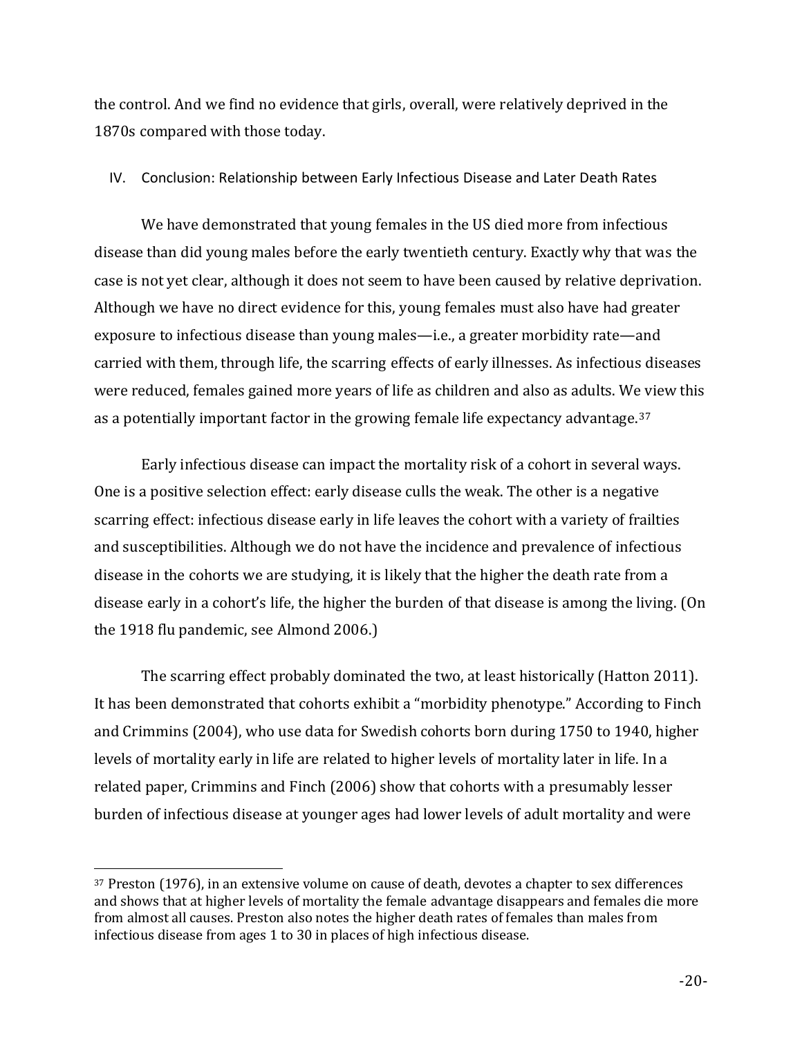the control. And we find no evidence that girls, overall, were relatively deprived in the 1870s compared with those today.

## IV. Conclusion: Relationship between Early Infectious Disease and Later Death Rates

We have demonstrated that young females in the US died more from infectious disease than did young males before the early twentieth century. Exactly why that was the case is not yet clear, although it does not seem to have been caused by relative deprivation. Although we have no direct evidence for this, young females must also have had greater exposure to infectious disease than young males—i.e., a greater morbidity rate—and carried with them, through life, the scarring effects of early illnesses. As infectious diseases were reduced, females gained more years of life as children and also as adults. We view this as a potentially important factor in the growing female life expectancy advantage.[37]

Early infectious disease can impact the mortality risk of a cohort in several ways. One is a positive selection effect: early disease culls the weak. The other is a negative scarring effect: infectious disease early in life leaves the cohort with a variety of frailties and susceptibilities. Although we do not have the incidence and prevalence of infectious disease in the cohorts we are studying, it is likely that the higher the death rate from a disease early in a cohort's life, the higher the burden of that disease is among the living. (On the 1918 flu pandemic, see Almond 2006.)

The scarring effect probably dominated the two, at least historically (Hatton 2011). It has been demonstrated that cohorts exhibit a "morbidity phenotype." According to Finch and Crimmins (2004), who use data for Swedish cohorts born during 1750 to 1940, higher levels of mortality early in life are related to higher levels of mortality later in life. In a related paper, Crimmins and Finch (2006) show that cohorts with a presumably lesser burden of infectious disease at younger ages had lower levels of adult mortality and were

---

[37] Preston (1976), in an extensive volume on cause of death, devotes a chapter to sex differences and shows that at higher levels of mortality the female advantage disappears and females die more from almost all causes. Preston also notes the higher death rates of females than males from infectious disease from ages 1 to 30 in places of high infectious disease.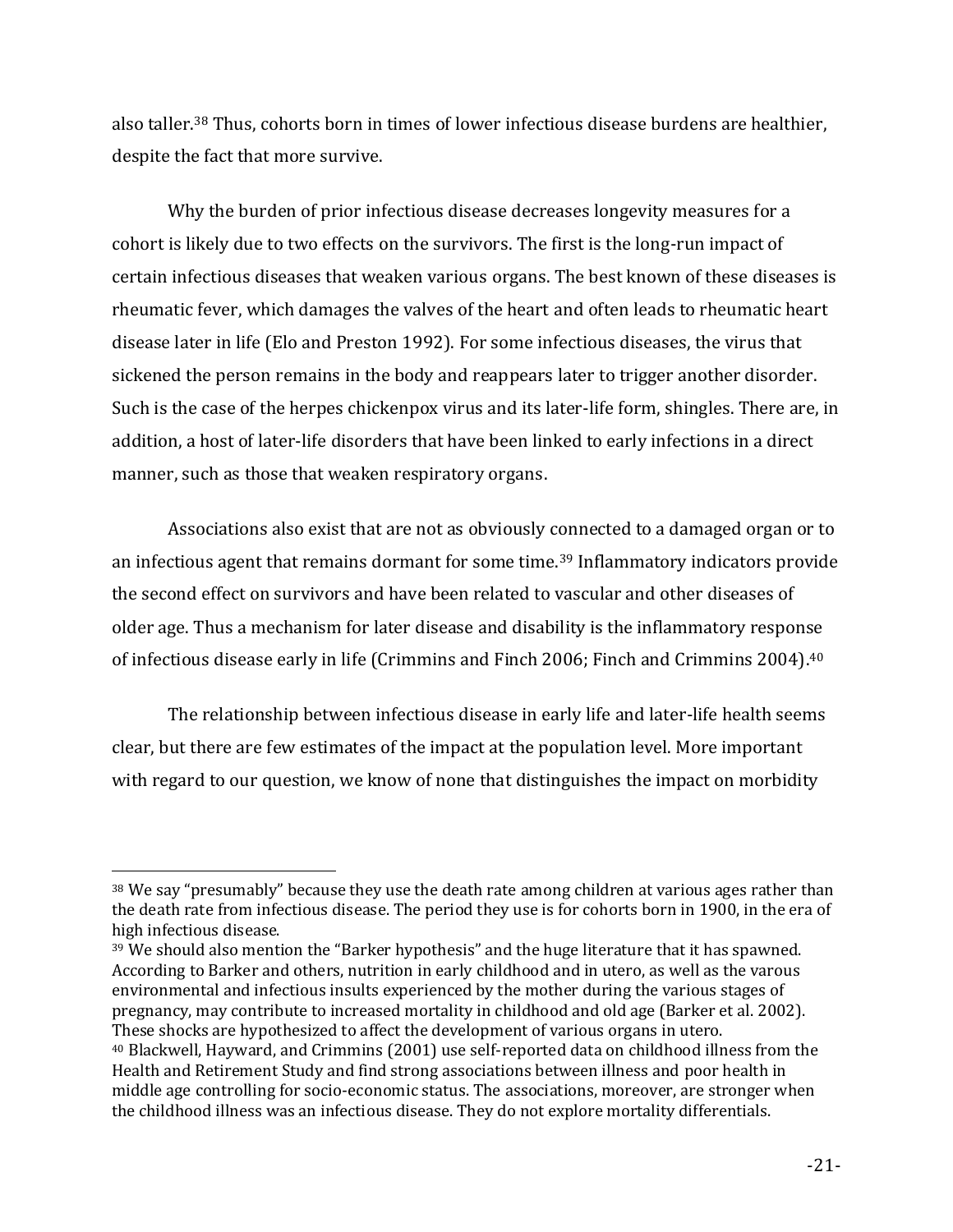also taller.[38] Thus, cohorts born in times of lower infectious disease burdens are healthier, despite the fact that more survive.

Why the burden of prior infectious disease decreases longevity measures for a cohort is likely due to two effects on the survivors. The first is the long-run impact of certain infectious diseases that weaken various organs. The best known of these diseases is rheumatic fever, which damages the valves of the heart and often leads to rheumatic heart disease later in life (Elo and Preston 1992). For some infectious diseases, the virus that sickened the person remains in the body and reappears later to trigger another disorder. Such is the case of the herpes chickenpox virus and its later-life form, shingles. There are, in addition, a host of later-life disorders that have been linked to early infections in a direct manner, such as those that weaken respiratory organs.

Associations also exist that are not as obviously connected to a damaged organ or to an infectious agent that remains dormant for some time.[39] Inflammatory indicators provide the second effect on survivors and have been related to vascular and other diseases of older age. Thus a mechanism for later disease and disability is the inflammatory response of infectious disease early in life (Crimmins and Finch 2006; Finch and Crimmins 2004).[40]

The relationship between infectious disease in early life and later-life health seems clear, but there are few estimates of the impact at the population level. More important with regard to our question, we know of none that distinguishes the impact on morbidity

---

[38] We say "presumably" because they use the death rate among children at various ages rather than the death rate from infectious disease. The period they use is for cohorts born in 1900, in the era of high infectious disease.

[39] We should also mention the "Barker hypothesis" and the huge literature that it has spawned. According to Barker and others, nutrition in early childhood and in utero, as well as the various environmental and infectious insults experienced by the mother during the various stages of pregnancy, may contribute to increased mortality in childhood and old age (Barker et al. 2002). These shocks are hypothesized to affect the development of various organs in utero.

[40] Blackwell, Hayward, and Crimmins (2001) use self-reported data on childhood illness from the Health and Retirement Study and find strong associations between illness and poor health in middle age controlling for socio-economic status. The associations, moreover, are stronger when the childhood illness was an infectious disease. They do not explore mortality differentials.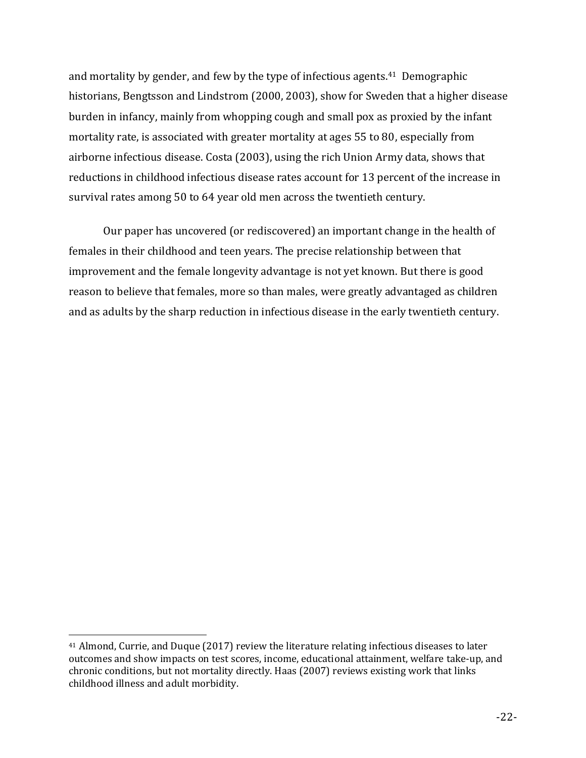and mortality by gender, and few by the type of infectious agents.[41] Demographic historians, Bengtsson and Lindstrom (2000, 2003), show for Sweden that a higher disease burden in infancy, mainly from whooping cough and small pox as proxied by the infant mortality rate, is associated with greater mortality at ages 55 to 80, especially from airborne infectious disease. Costa (2003), using the rich Union Army data, shows that reductions in childhood infectious disease rates account for 13 percent of the increase in survival rates among 50 to 64 year old men across the twentieth century.

Our paper has uncovered (or rediscovered) an important change in the health of females in their childhood and teen years. The precise relationship between that improvement and the female longevity advantage is not yet known. But there is good reason to believe that females, more so than males, were greatly advantaged as children and as adults by the sharp reduction in infectious disease in the early twentieth century.

---

[41] Almond, Currie, and Duque (2017) review the literature relating infectious diseases to later outcomes and show impacts on test scores, income, educational attainment, welfare take-up, and chronic conditions, but not mortality directly. Haas (2007) reviews existing work that links childhood illness and adult morbidity.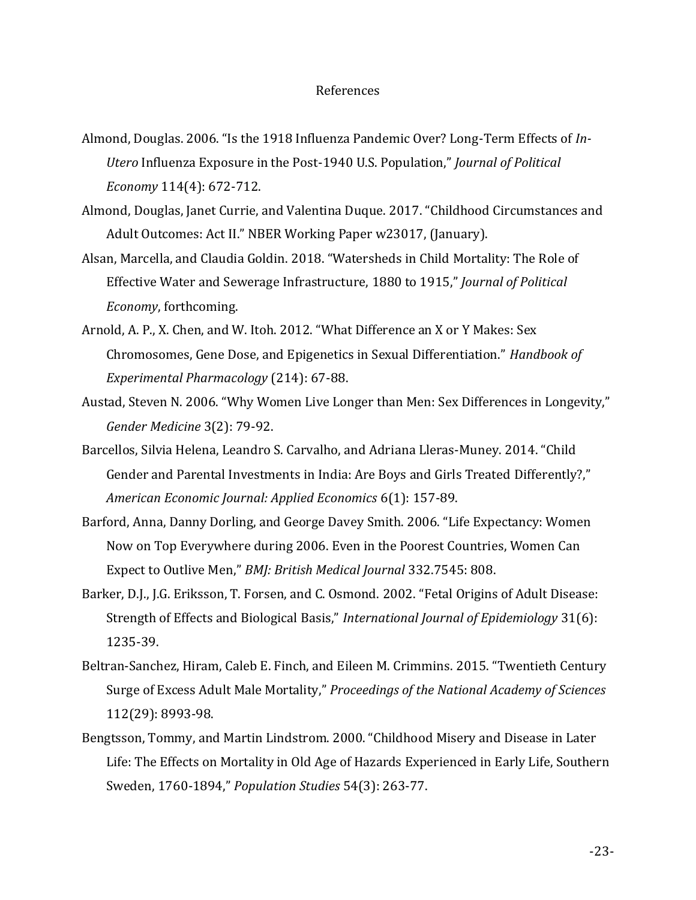# References

Almond, Douglas. 2006. "Is the 1918 Influenza Pandemic Over? Long-Term Effects of *In-Utero* Influenza Exposure in the Post-1940 U.S. Population," *Journal of Political Economy* 114(4): 672-712.

Almond, Douglas, Janet Currie, and Valentina Duque. 2017. "Childhood Circumstances and Adult Outcomes: Act II." NBER Working Paper w23017, (January).

Alsan, Marcella, and Claudia Goldin. 2018. "Watersheds in Child Mortality: The Role of Effective Water and Sewerage Infrastructure, 1880 to 1915," *Journal of Political Economy*, forthcoming.

Arnold, A. P., X. Chen, and W. Itoh. 2012. "What Difference an X or Y Makes: Sex Chromosomes, Gene Dose, and Epigenetics in Sexual Differentiation." *Handbook of Experimental Pharmacology* (214): 67-88.

Austad, Steven N. 2006. "Why Women Live Longer than Men: Sex Differences in Longevity," *Gender Medicine* 3(2): 79-92.

Barcellos, Silvia Helena, Leandro S. Carvalho, and Adriana Lleras-Muney. 2014. "Child Gender and Parental Investments in India: Are Boys and Girls Treated Differently?," *American Economic Journal: Applied Economics* 6(1): 157-89.

Barford, Anna, Danny Dorling, and George Davey Smith. 2006. "Life Expectancy: Women Now on Top Everywhere during 2006. Even in the Poorest Countries, Women Can Expect to Outlive Men," *BMJ: British Medical Journal* 332.7545: 808.

Barker, D.J., J.G. Eriksson, T. Forsen, and C. Osmond. 2002. "Fetal Origins of Adult Disease: Strength of Effects and Biological Basis," *International Journal of Epidemiology* 31(6): 1235-39.

Beltran-Sanchez, Hiram, Caleb E. Finch, and Eileen M. Crimmins. 2015. "Twentieth Century Surge of Excess Adult Male Mortality," *Proceedings of the National Academy of Sciences* 112(29): 8993-98.

Bengtsson, Tommy, and Martin Lindstrom. 2000. "Childhood Misery and Disease in Later Life: The Effects on Mortality in Old Age of Hazards Experienced in Early Life, Southern Sweden, 1760-1894," *Population Studies* 54(3): 263-77.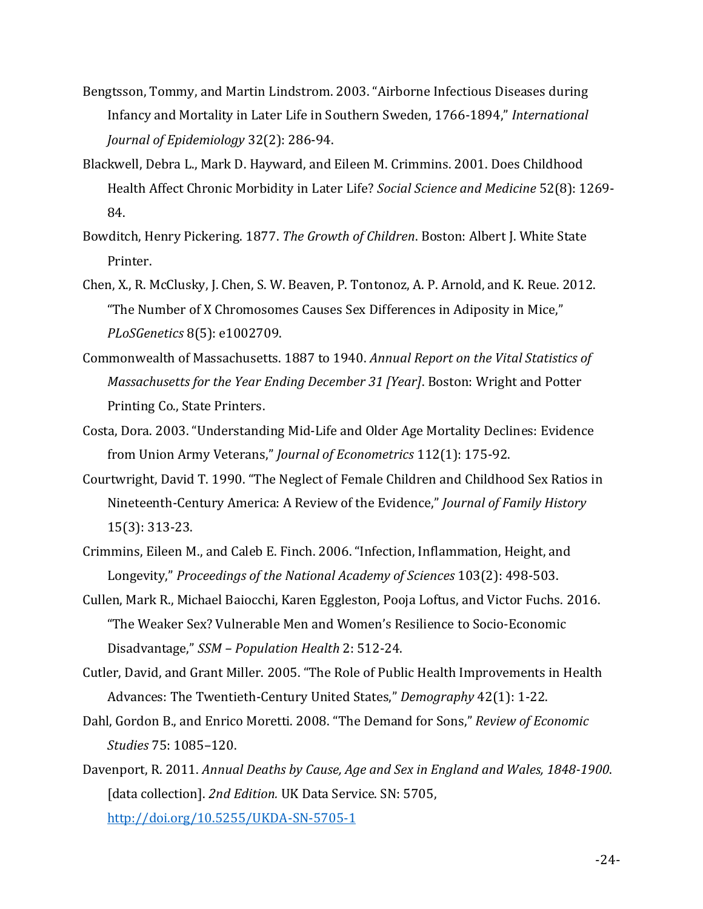Bengtsson, Tommy, and Martin Lindstrom. 2003. "Airborne Infectious Diseases during Infancy and Mortality in Later Life in Southern Sweden, 1766-1894," *International Journal of Epidemiology* 32(2): 286-94.

Blackwell, Debra L., Mark D. Hayward, and Eileen M. Crimmins. 2001. Does Childhood Health Affect Chronic Morbidity in Later Life? *Social Science and Medicine* 52(8): 1269-84.

Bowditch, Henry Pickering. 1877. *The Growth of Children*. Boston: Albert J. White State Printer.

Chen, X., R. McClusky, J. Chen, S. W. Beaven, P. Tontonoz, A. P. Arnold, and K. Reue. 2012. "The Number of X Chromosomes Causes Sex Differences in Adiposity in Mice," *PLoSGenetics* 8(5): e1002709.

Commonwealth of Massachusetts. 1887 to 1940. *Annual Report on the Vital Statistics of Massachusetts for the Year Ending December 31 [Year]*. Boston: Wright and Potter Printing Co., State Printers.

Costa, Dora. 2003. "Understanding Mid-Life and Older Age Mortality Declines: Evidence from Union Army Veterans," *Journal of Econometrics* 112(1): 175-92.

Courtwright, David T. 1990. "The Neglect of Female Children and Childhood Sex Ratios in Nineteenth-Century America: A Review of the Evidence," *Journal of Family History* 15(3): 313-23.

Crimmins, Eileen M., and Caleb E. Finch. 2006. "Infection, Inflammation, Height, and Longevity," *Proceedings of the National Academy of Sciences* 103(2): 498-503.

Cullen, Mark R., Michael Baiocchi, Karen Eggleston, Pooja Loftus, and Victor Fuchs. 2016. "The Weaker Sex? Vulnerable Men and Women's Resilience to Socio-Economic Disadvantage," *SSM – Population Health* 2: 512-24.

Cutler, David, and Grant Miller. 2005. "The Role of Public Health Improvements in Health Advances: The Twentieth-Century United States," *Demography* 42(1): 1-22.

Dahl, Gordon B., and Enrico Moretti. 2008. "The Demand for Sons," *Review of Economic Studies* 75: 1085–120.

Davenport, R. 2011. *Annual Deaths by Cause, Age and Sex in England and Wales, 1848-1900*. [data collection]. *2nd Edition.* UK Data Service. SN: 5705, http://doi.org/10.5255/UKDA-SN-5705-1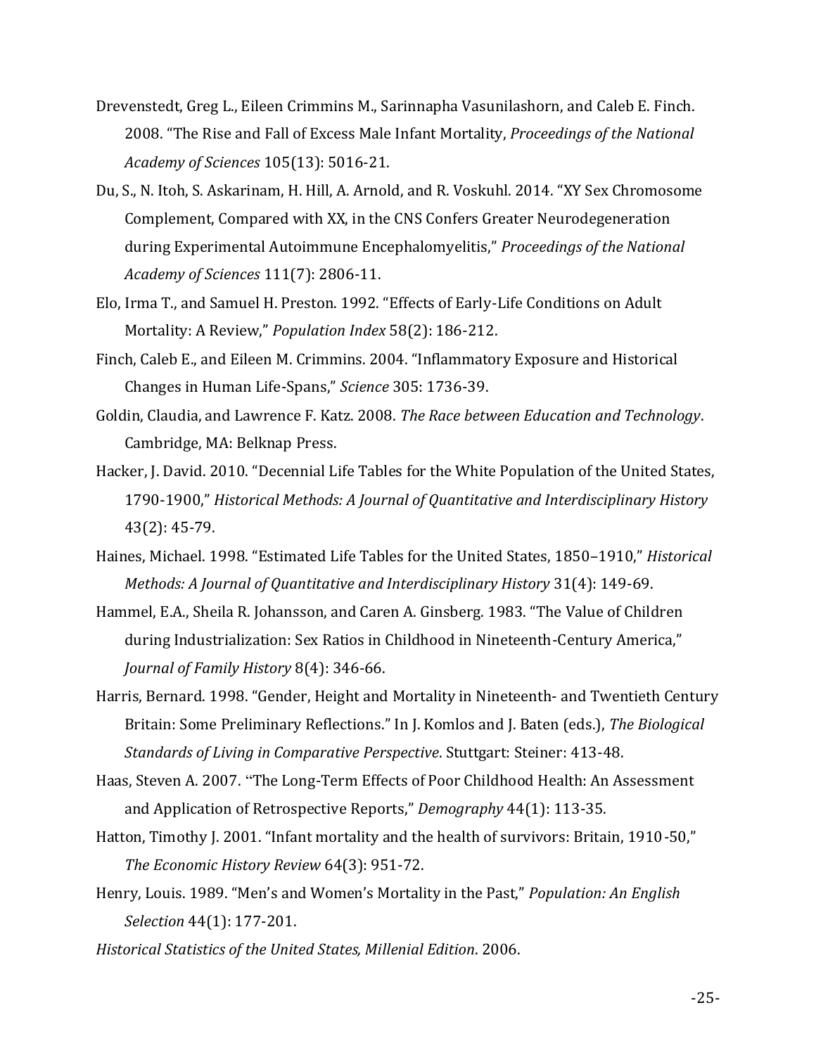Drevenstedt, Greg L., Eileen Crimmins M., Sarinnapha Vasunilashorn, and Caleb E. Finch. 2008. "The Rise and Fall of Excess Male Infant Mortality, *Proceedings of the National Academy of Sciences* 105(13): 5016-21.

Du, S., N. Itoh, S. Askarinam, H. Hill, A. Arnold, and R. Voskuhl. 2014. "XY Sex Chromosome Complement, Compared with XX, in the CNS Confers Greater Neurodegeneration during Experimental Autoimmune Encephalomyelitis," *Proceedings of the National Academy of Sciences* 111(7): 2806-11.

Elo, Irma T., and Samuel H. Preston. 1992. "Effects of Early-Life Conditions on Adult Mortality: A Review," *Population Index* 58(2): 186-212.

Finch, Caleb E., and Eileen M. Crimmins. 2004. "Inflammatory Exposure and Historical Changes in Human Life-Spans," *Science* 305: 1736-39.

Goldin, Claudia, and Lawrence F. Katz. 2008. *The Race between Education and Technology*. Cambridge, MA: Belknap Press.

Hacker, J. David. 2010. "Decennial Life Tables for the White Population of the United States, 1790-1900," *Historical Methods: A Journal of Quantitative and Interdisciplinary History* 43(2): 45-79.

Haines, Michael. 1998. "Estimated Life Tables for the United States, 1850–1910," *Historical Methods: A Journal of Quantitative and Interdisciplinary History* 31(4): 149-69.

Hammel, E.A., Sheila R. Johansson, and Caren A. Ginsberg. 1983. "The Value of Children during Industrialization: Sex Ratios in Childhood in Nineteenth-Century America," *Journal of Family History* 8(4): 346-66.

Harris, Bernard. 1998. "Gender, Height and Mortality in Nineteenth- and Twentieth Century Britain: Some Preliminary Reflections." In J. Komlos and J. Baten (eds.), *The Biological Standards of Living in Comparative Perspective*. Stuttgart: Steiner: 413-48.

Haas, Steven A. 2007. "The Long-Term Effects of Poor Childhood Health: An Assessment and Application of Retrospective Reports," *Demography* 44(1): 113-35.

Hatton, Timothy J. 2001. "Infant mortality and the health of survivors: Britain, 1910-50," *The Economic History Review* 64(3): 951-72.

Henry, Louis. 1989. "Men's and Women's Mortality in the Past," *Population: An English Selection* 44(1): 177-201.

*Historical Statistics of the United States, Millenial Edition*. 2006.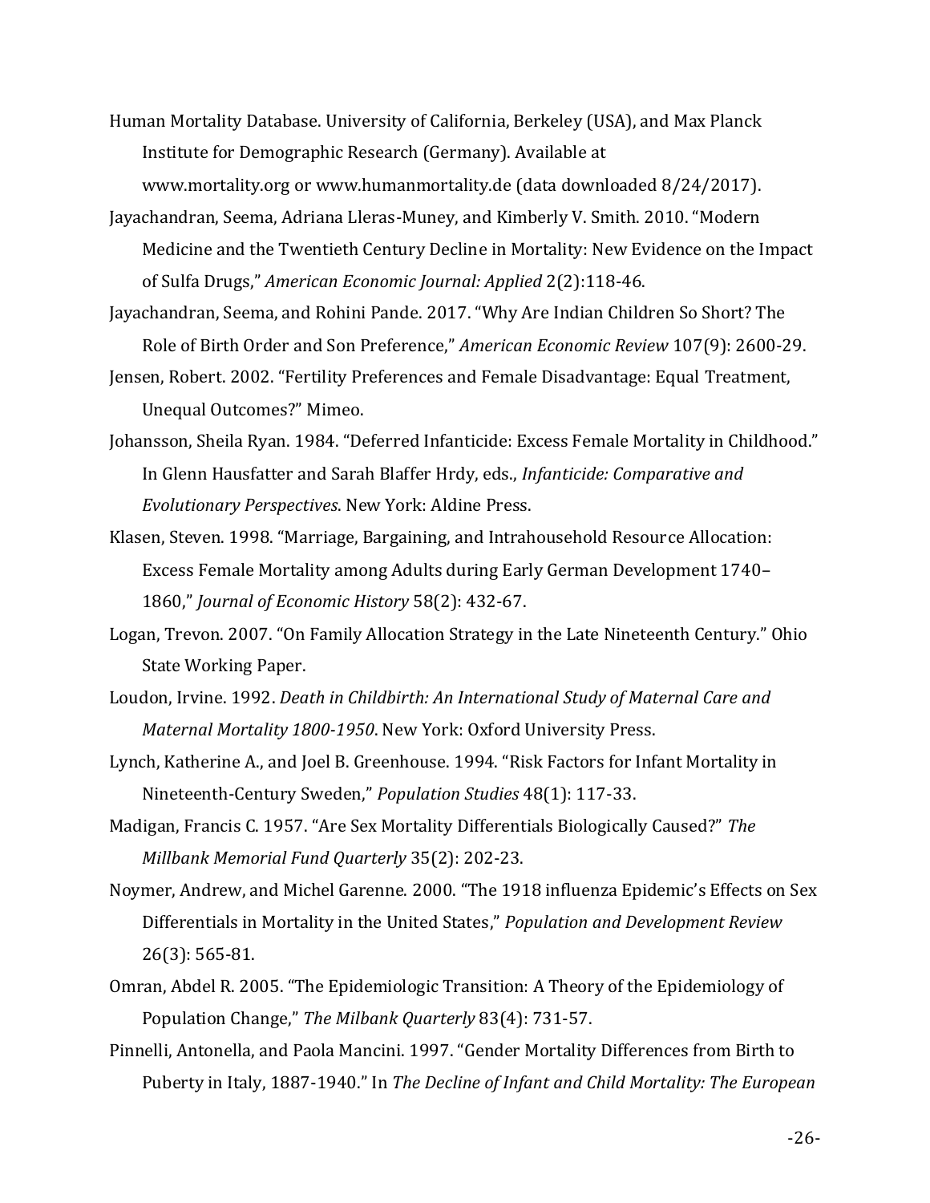Human Mortality Database. University of California, Berkeley (USA), and Max Planck Institute for Demographic Research (Germany). Available at www.mortality.org or www.humanmortality.de (data downloaded 8/24/2017).

Jayachandran, Seema, Adriana Lleras-Muney, and Kimberly V. Smith. 2010. "Modern Medicine and the Twentieth Century Decline in Mortality: New Evidence on the Impact of Sulfa Drugs," *American Economic Journal: Applied* 2(2):118-46.

Jayachandran, Seema, and Rohini Pande. 2017. "Why Are Indian Children So Short? The Role of Birth Order and Son Preference," *American Economic Review* 107(9): 2600-29.

Jensen, Robert. 2002. "Fertility Preferences and Female Disadvantage: Equal Treatment, Unequal Outcomes?" Mimeo.

Johansson, Sheila Ryan. 1984. "Deferred Infanticide: Excess Female Mortality in Childhood." In Glenn Hausfatter and Sarah Blaffer Hrdy, eds., *Infanticide: Comparative and Evolutionary Perspectives*. New York: Aldine Press.

Klasen, Steven. 1998. "Marriage, Bargaining, and Intrahousehold Resource Allocation: Excess Female Mortality among Adults during Early German Development 1740–1860," *Journal of Economic History* 58(2): 432-67.

Logan, Trevon. 2007. "On Family Allocation Strategy in the Late Nineteenth Century." Ohio State Working Paper.

Loudon, Irvine. 1992. *Death in Childbirth: An International Study of Maternal Care and Maternal Mortality 1800-1950*. New York: Oxford University Press.

Lynch, Katherine A., and Joel B. Greenhouse. 1994. "Risk Factors for Infant Mortality in Nineteenth-Century Sweden," *Population Studies* 48(1): 117-33.

Madigan, Francis C. 1957. "Are Sex Mortality Differentials Biologically Caused?" *The Millbank Memorial Fund Quarterly* 35(2): 202-23.

Noymer, Andrew, and Michel Garenne. 2000. "The 1918 influenza Epidemic's Effects on Sex Differentials in Mortality in the United States," *Population and Development Review* 26(3): 565-81.

Omran, Abdel R. 2005. "The Epidemiologic Transition: A Theory of the Epidemiology of Population Change," *The Milbank Quarterly* 83(4): 731-57.

Pinnelli, Antonella, and Paola Mancini. 1997. "Gender Mortality Differences from Birth to Puberty in Italy, 1887-1940." In *The Decline of Infant and Child Mortality: The European*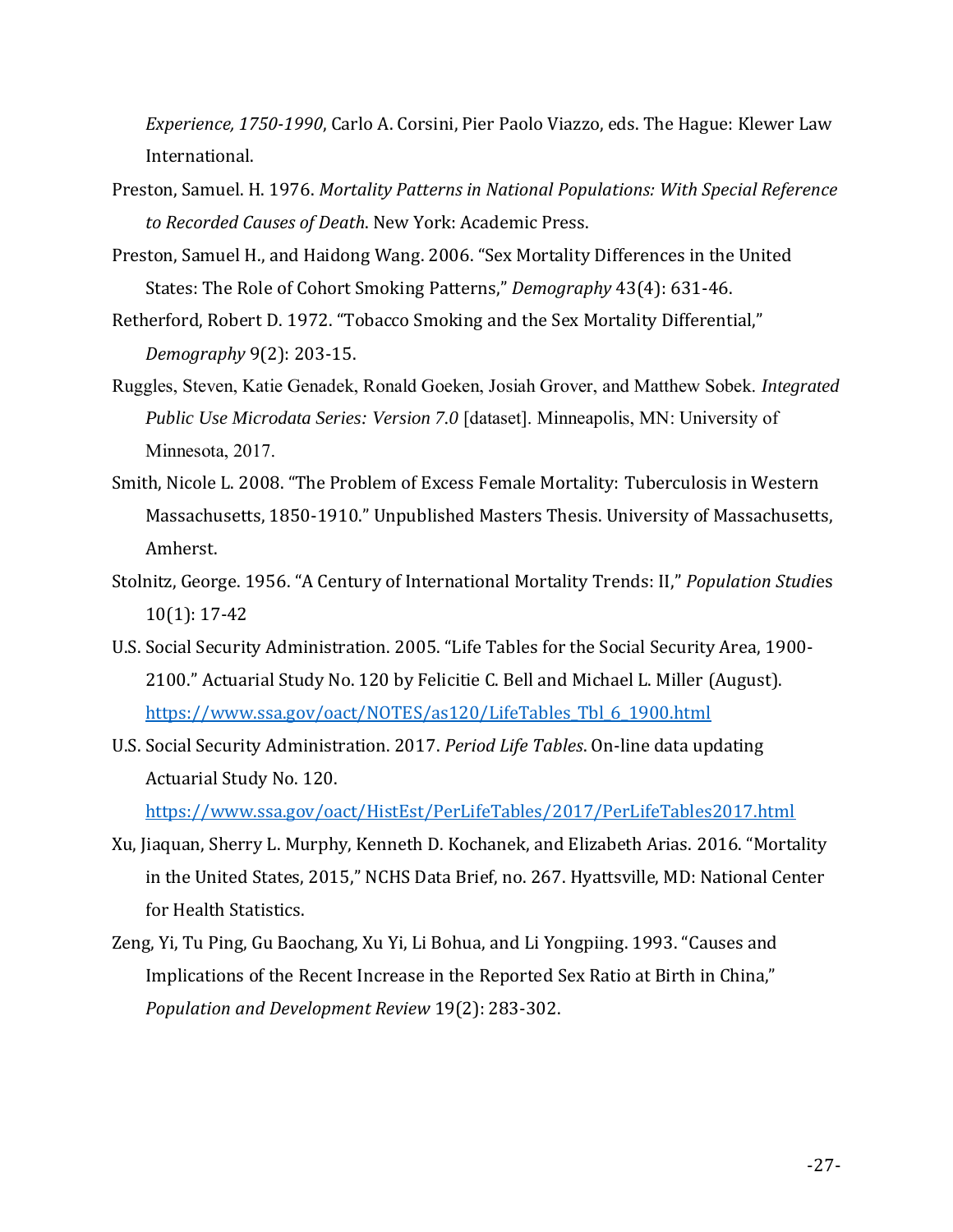*Experience, 1750-1990*, Carlo A. Corsini, Pier Paolo Viazzo, eds. The Hague: Klewer Law International.

Preston, Samuel. H. 1976. *Mortality Patterns in National Populations: With Special Reference to Recorded Causes of Death*. New York: Academic Press.

Preston, Samuel H., and Haidong Wang. 2006. "Sex Mortality Differences in the United States: The Role of Cohort Smoking Patterns," *Demography* 43(4): 631-46.

Retherford, Robert D. 1972. "Tobacco Smoking and the Sex Mortality Differential," *Demography* 9(2): 203-15.

Ruggles, Steven, Katie Genadek, Ronald Goeken, Josiah Grover, and Matthew Sobek. *Integrated Public Use Microdata Series: Version 7.0* [dataset]. Minneapolis, MN: University of Minnesota, 2017.

Smith, Nicole L. 2008. "The Problem of Excess Female Mortality: Tuberculosis in Western Massachusetts, 1850-1910." Unpublished Masters Thesis. University of Massachusetts, Amherst.

Stolnitz, George. 1956. "A Century of International Mortality Trends: II," *Population Studies* 10(1): 17-42

U.S. Social Security Administration. 2005. "Life Tables for the Social Security Area, 1900-2100." Actuarial Study No. 120 by Felicitie C. Bell and Michael L. Miller (August). https://www.ssa.gov/oact/NOTES/as120/LifeTables_Tbl_6_1900.html

U.S. Social Security Administration. 2017. *Period Life Tables*. On-line data updating Actuarial Study No. 120. https://www.ssa.gov/oact/HistEst/PerLifeTables/2017/PerLifeTables2017.html

Xu, Jiaquan, Sherry L. Murphy, Kenneth D. Kochanek, and Elizabeth Arias. 2016. "Mortality in the United States, 2015," NCHS Data Brief, no. 267. Hyattsville, MD: National Center for Health Statistics.

Zeng, Yi, Tu Ping, Gu Baochang, Xu Yi, Li Bohua, and Li Yongpiing. 1993. "Causes and Implications of the Recent Increase in the Reported Sex Ratio at Birth in China," *Population and Development Review* 19(2): 283-302.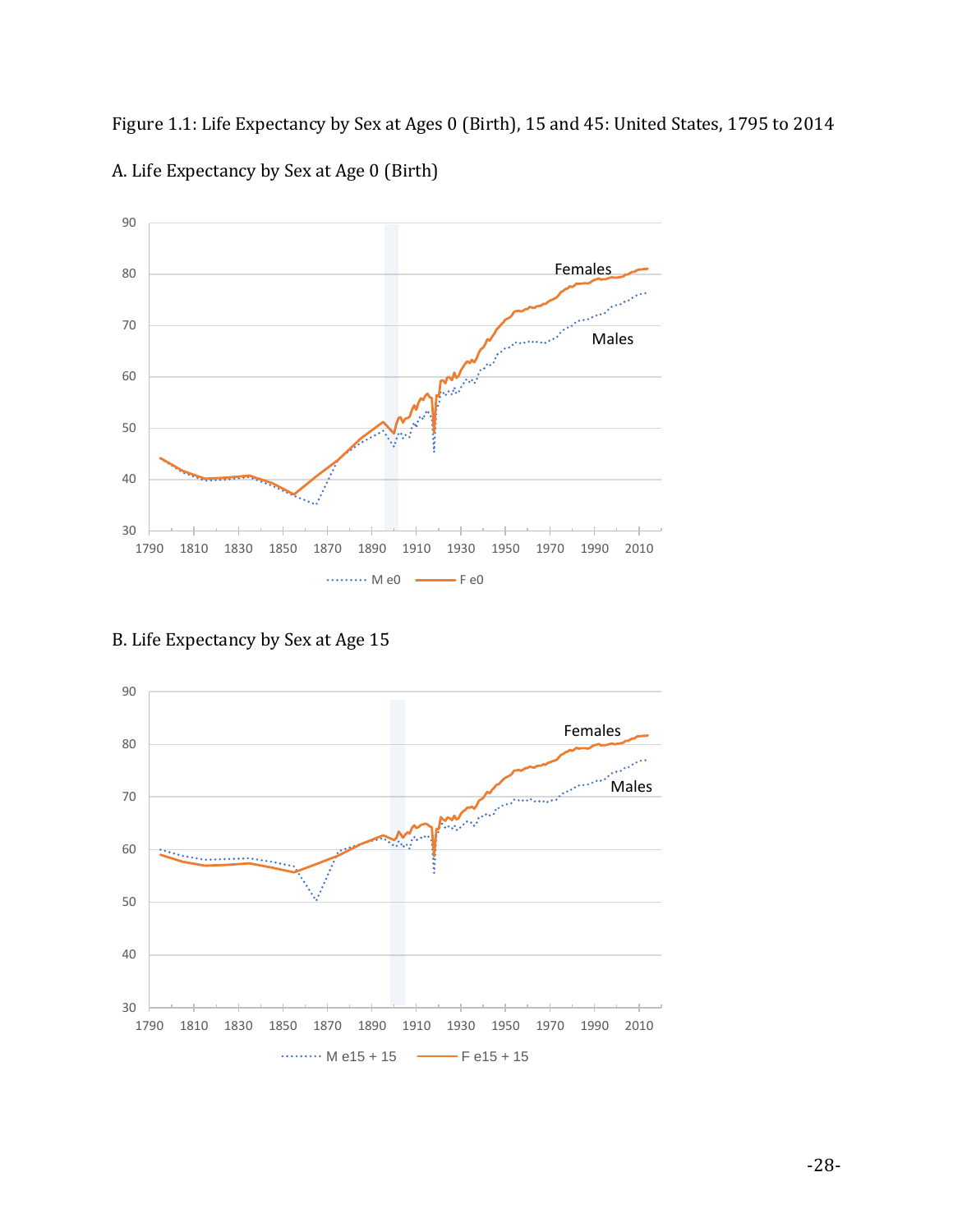Figure 1.1: Life Expectancy by Sex at Ages 0 (Birth), 15 and 45: United States, 1795 to 2014

A. Life Expectancy by Sex at Age 0 (Birth)

B. Life Expectancy by Sex at Age 15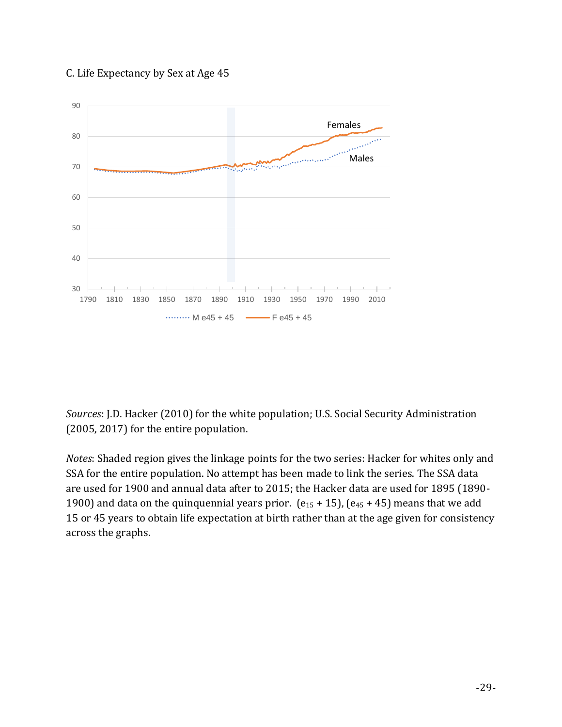C. Life Expectancy by Sex at Age 45

*Sources*: J.D. Hacker (2010) for the white population; U.S. Social Security Administration (2005, 2017) for the entire population.

*Notes*: Shaded region gives the linkage points for the two series: Hacker for whites only and SSA for the entire population. No attempt has been made to link the series. The SSA data are used for 1900 and annual data after to 2015; the Hacker data are used for 1895 (1890-1900) and data on the quinquennial years prior. ($e_{15}$ + 15), ($e_{45}$ + 45) means that we add 15 or 45 years to obtain life expectation at birth rather than at the age given for consistency across the graphs.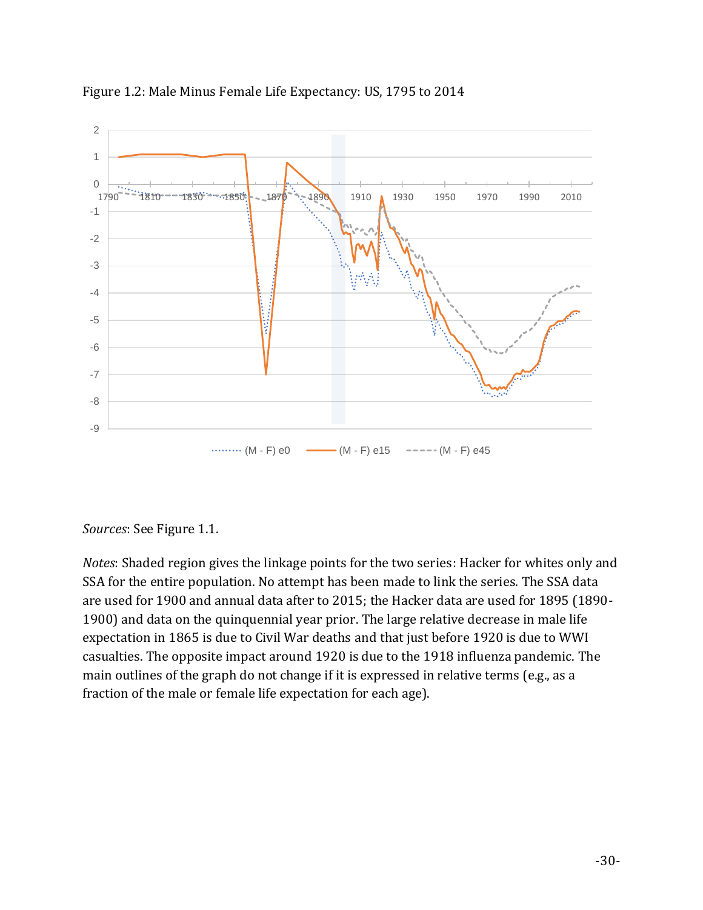Figure 1.2: Male Minus Female Life Expectancy: US, 1795 to 2014

*Sources*: See Figure 1.1.

*Notes*: Shaded region gives the linkage points for the two series: Hacker for whites only and SSA for the entire population. No attempt has been made to link the series. The SSA data are used for 1900 and annual data after to 2015; the Hacker data are used for 1895 (1890-1900) and data on the quinquennial year prior. The large relative decrease in male life expectation in 1865 is due to Civil War deaths and that just before 1920 is due to WWI casualties. The opposite impact around 1920 is due to the 1918 influenza pandemic. The main outlines of the graph do not change if it is expressed in relative terms (e.g., as a fraction of the male or female life expectation for each age).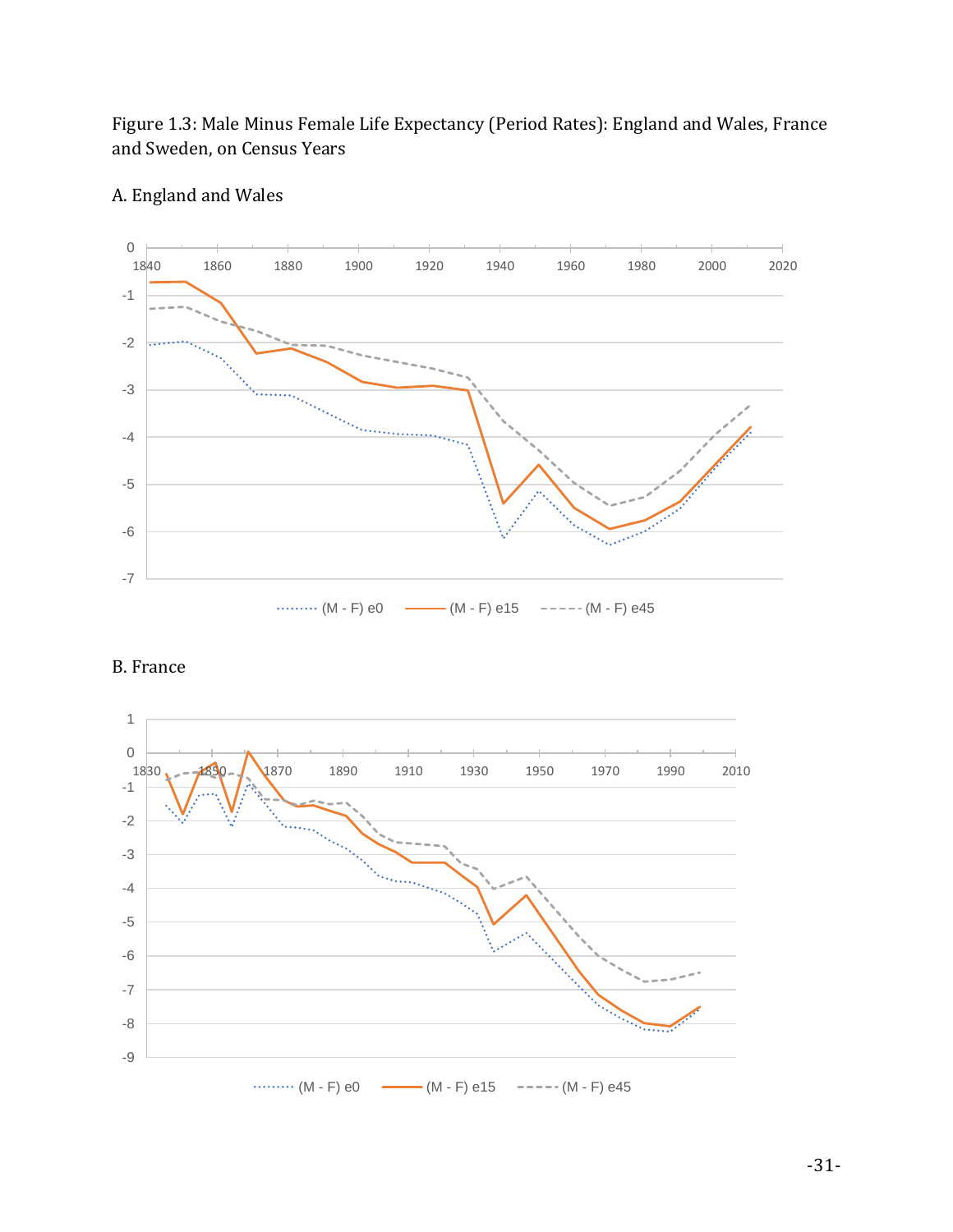Figure 1.3: Male Minus Female Life Expectancy (Period Rates): England and Wales, France and Sweden, on Census Years

A. England and Wales

B. France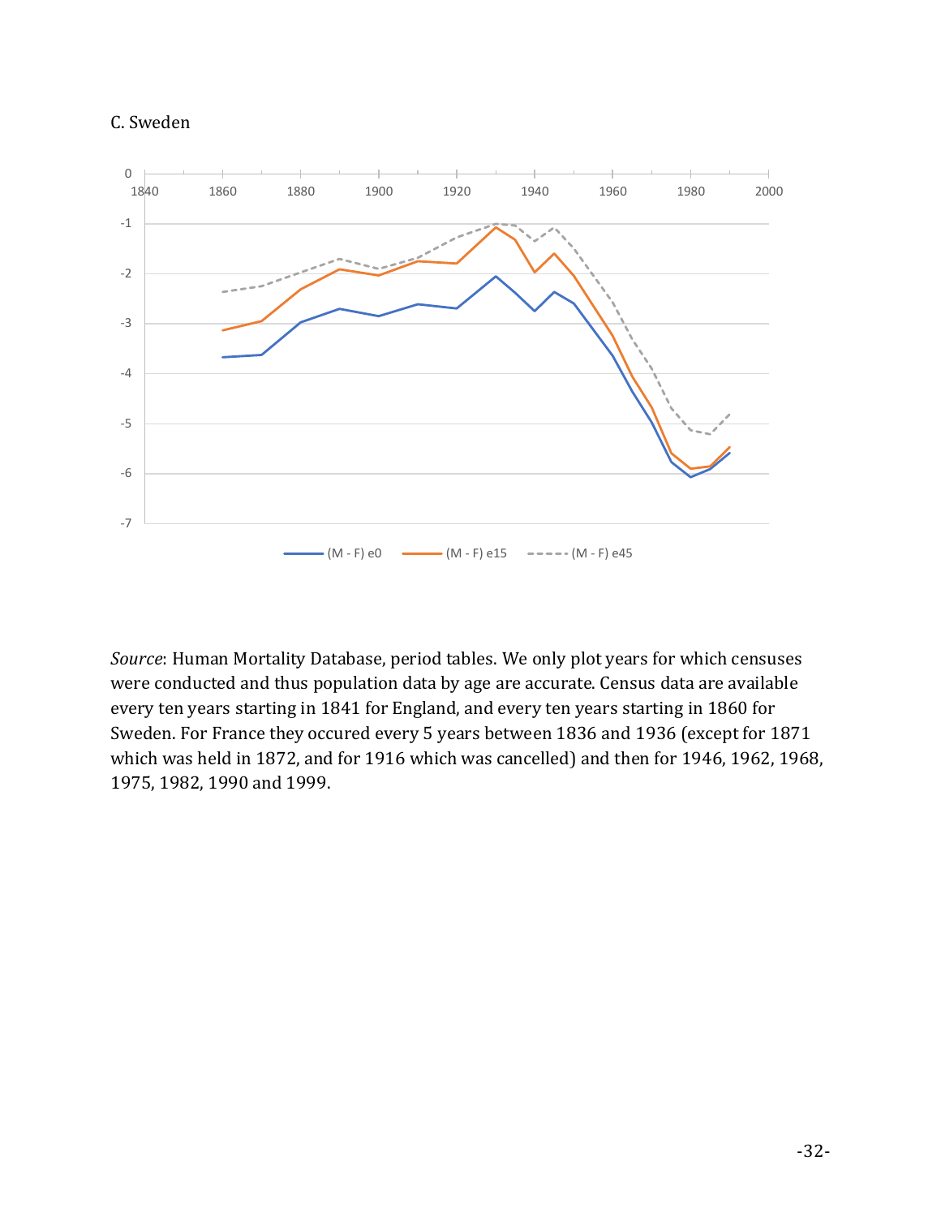C. Sweden

*Source*: Human Mortality Database, period tables. We only plot years for which censuses were conducted and thus population data by age are accurate. Census data are available every ten years starting in 1841 for England, and every ten years starting in 1860 for Sweden. For France they occured every 5 years between 1836 and 1936 (except for 1871 which was held in 1872, and for 1916 which was cancelled) and then for 1946, 1962, 1968, 1975, 1982, 1990 and 1999.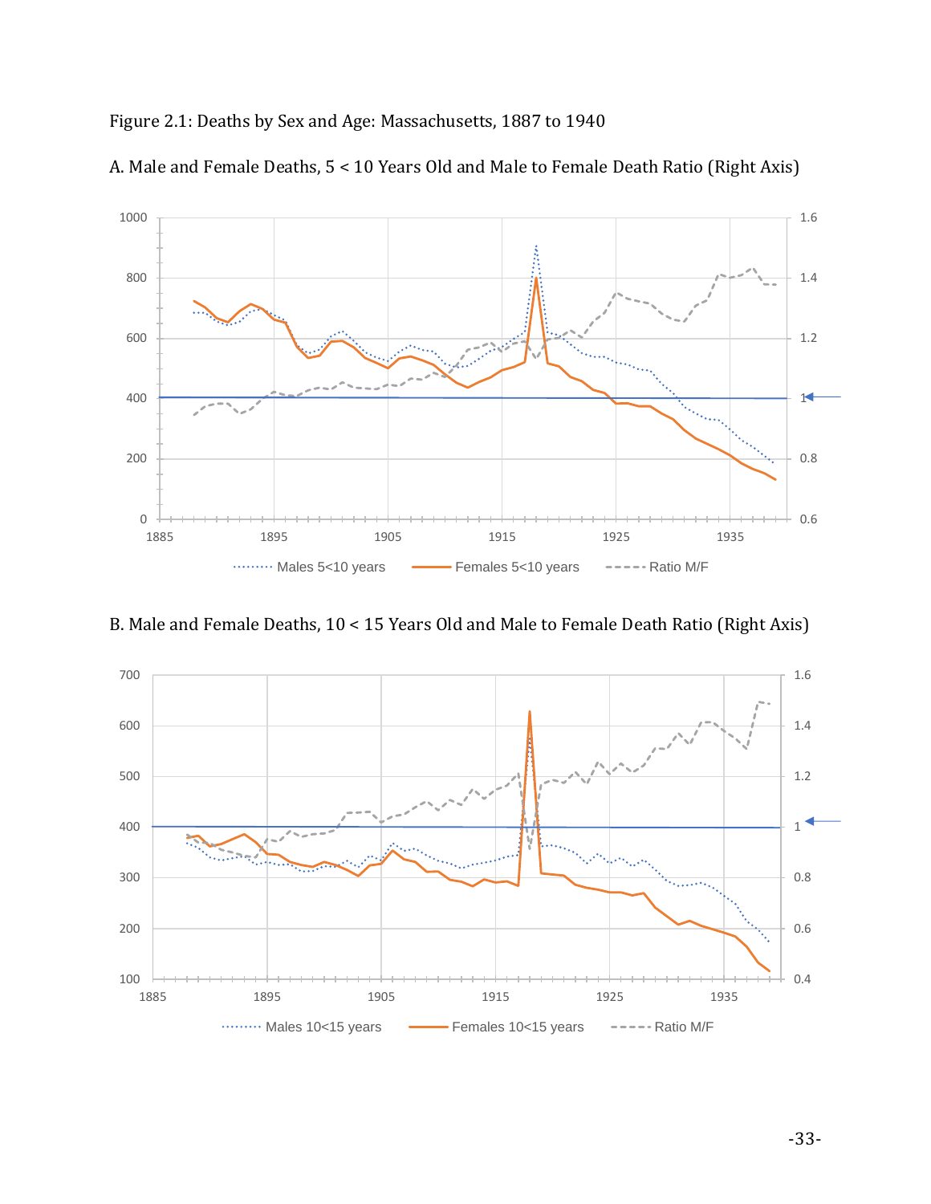Figure 2.1: Deaths by Sex and Age: Massachusetts, 1887 to 1940

A. Male and Female Deaths, 5 < 10 Years Old and Male to Female Death Ratio (Right Axis)

B. Male and Female Deaths, 10 < 15 Years Old and Male to Female Death Ratio (Right Axis)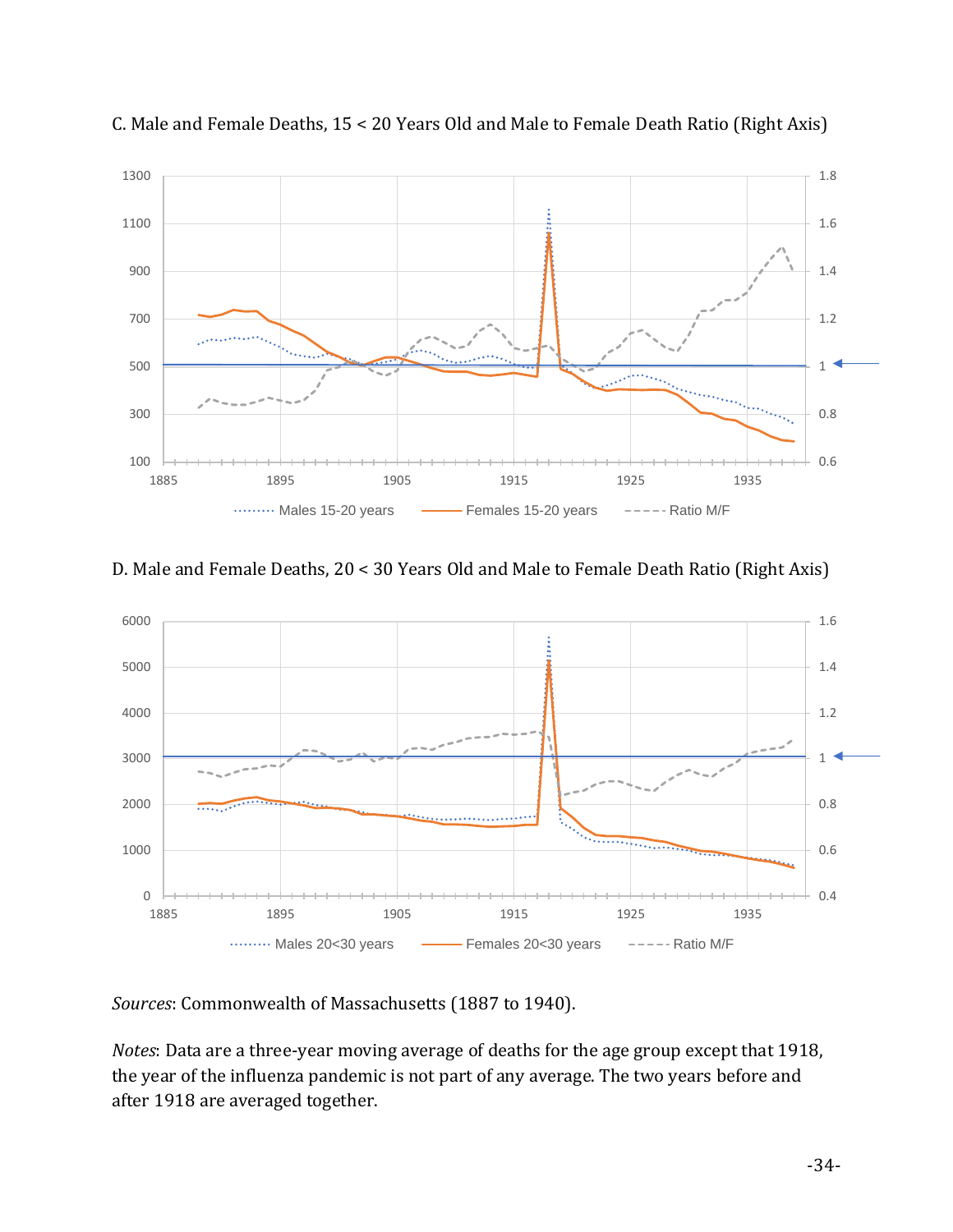C. Male and Female Deaths, 15 < 20 Years Old and Male to Female Death Ratio (Right Axis)

D. Male and Female Deaths, 20 < 30 Years Old and Male to Female Death Ratio (Right Axis)

*Sources*: Commonwealth of Massachusetts (1887 to 1940).

*Notes*: Data are a three-year moving average of deaths for the age group except that 1918, the year of the influenza pandemic is not part of any average. The two years before and after 1918 are averaged together.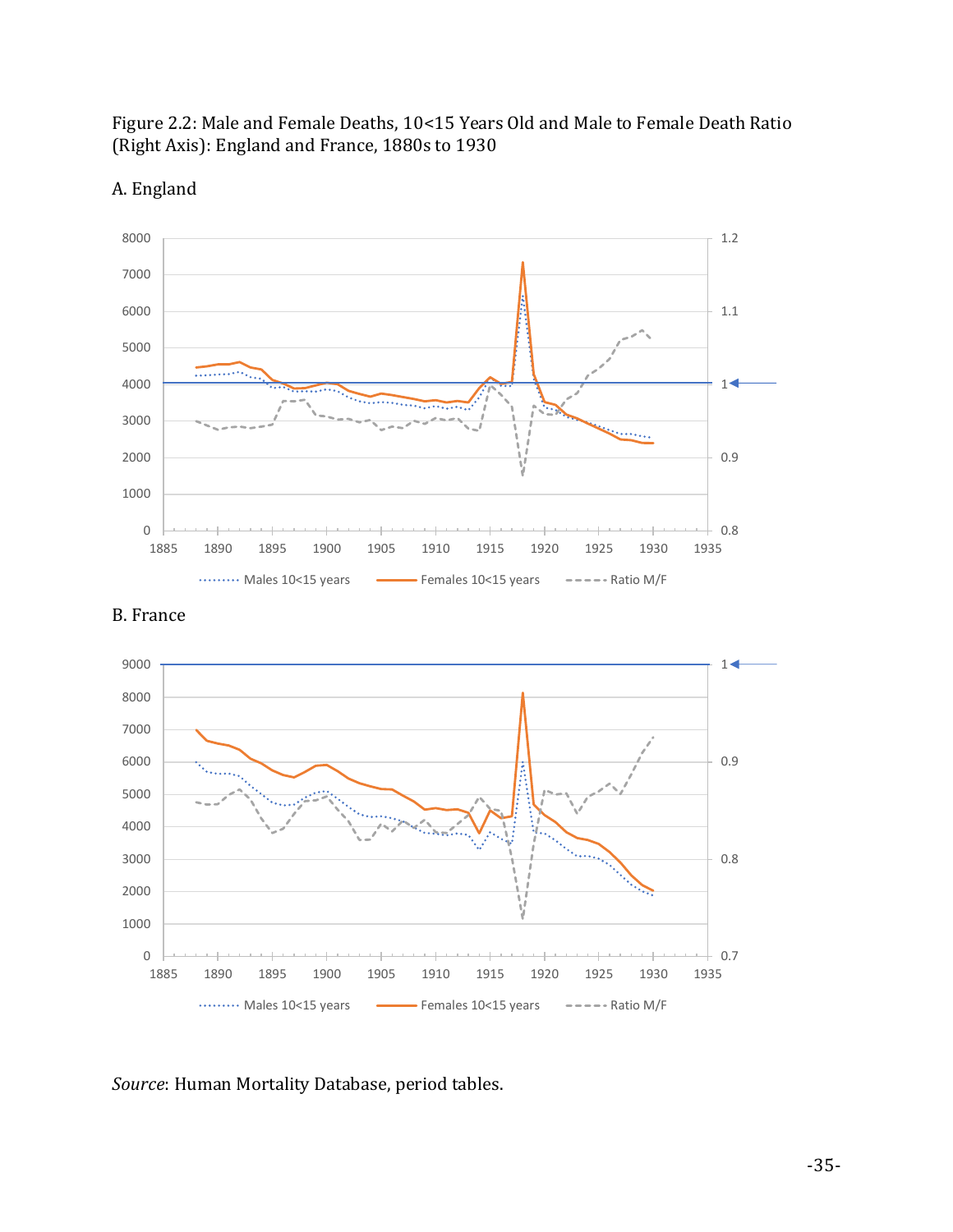Figure 2.2: Male and Female Deaths, 10<15 Years Old and Male to Female Death Ratio (Right Axis): England and France, 1880s to 1930

A. England

B. France

*Source*: Human Mortality Database, period tables.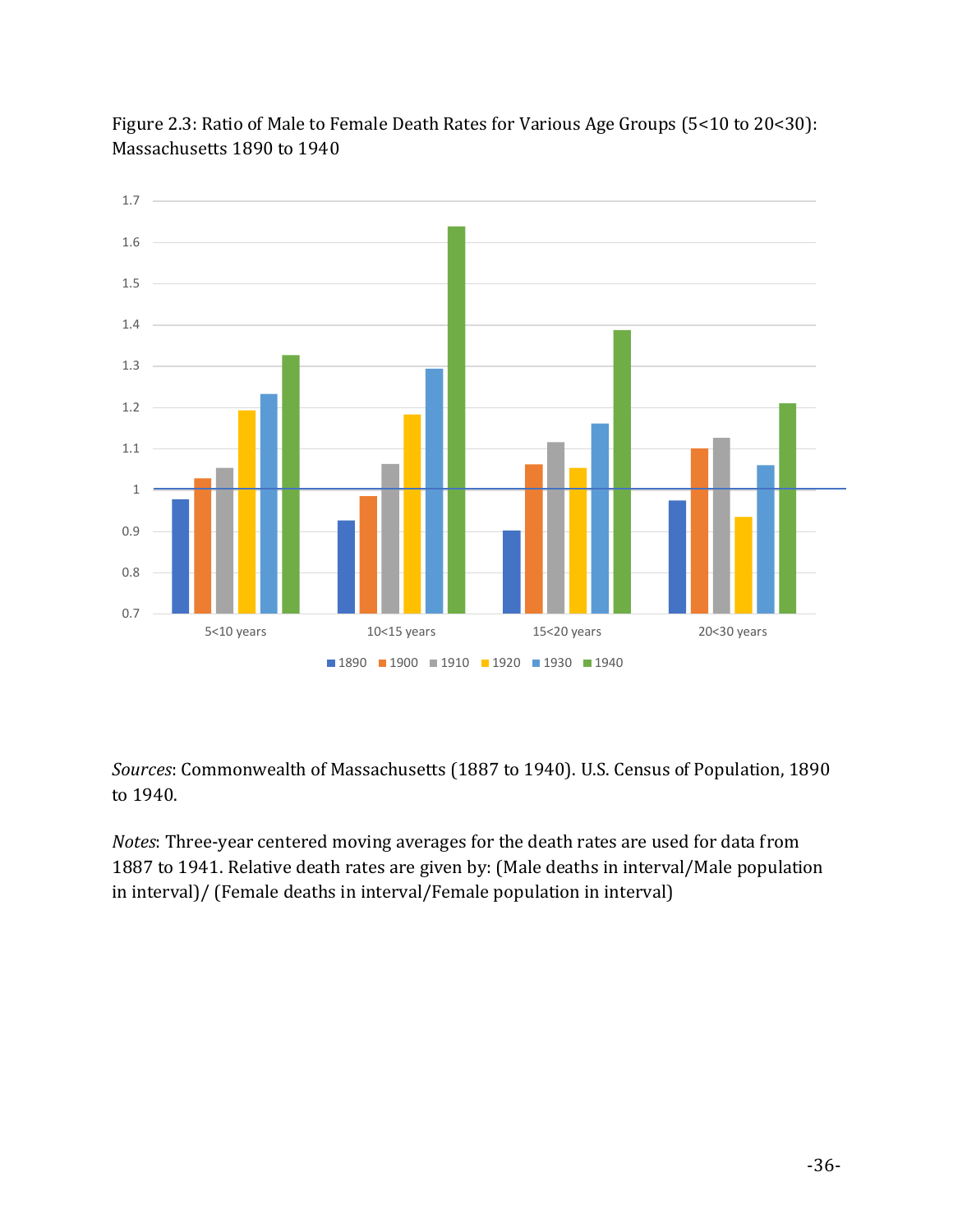Figure 2.3: Ratio of Male to Female Death Rates for Various Age Groups (5<10 to 20<30): Massachusetts 1890 to 1940

*Sources*: Commonwealth of Massachusetts (1887 to 1940). U.S. Census of Population, 1890 to 1940.

*Notes*: Three-year centered moving averages for the death rates are used for data from 1887 to 1941. Relative death rates are given by: (Male deaths in interval/Male population in interval)/ (Female deaths in interval/Female population in interval)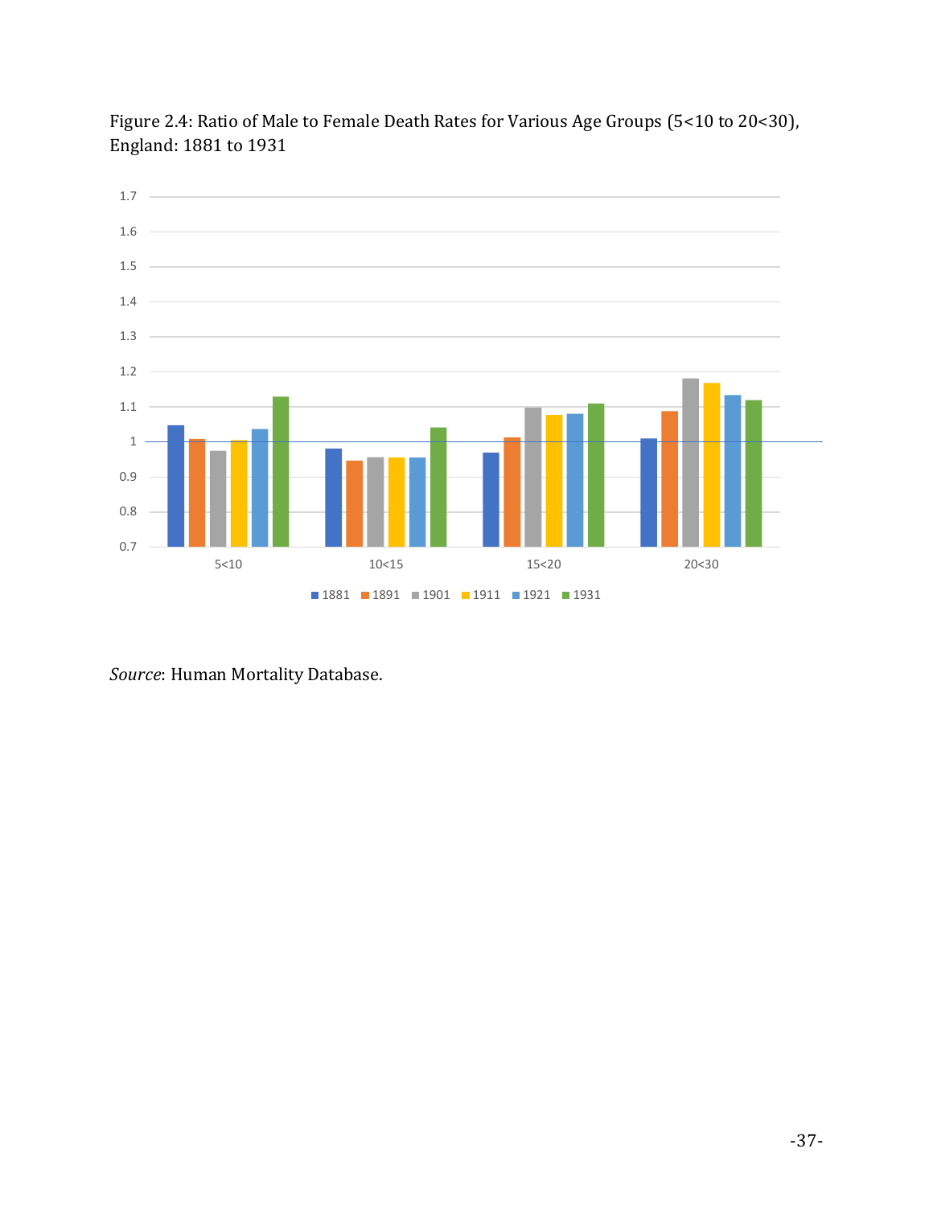Figure 2.4: Ratio of Male to Female Death Rates for Various Age Groups (5<10 to 20<30), England: 1881 to 1931

*Source*: Human Mortality Database.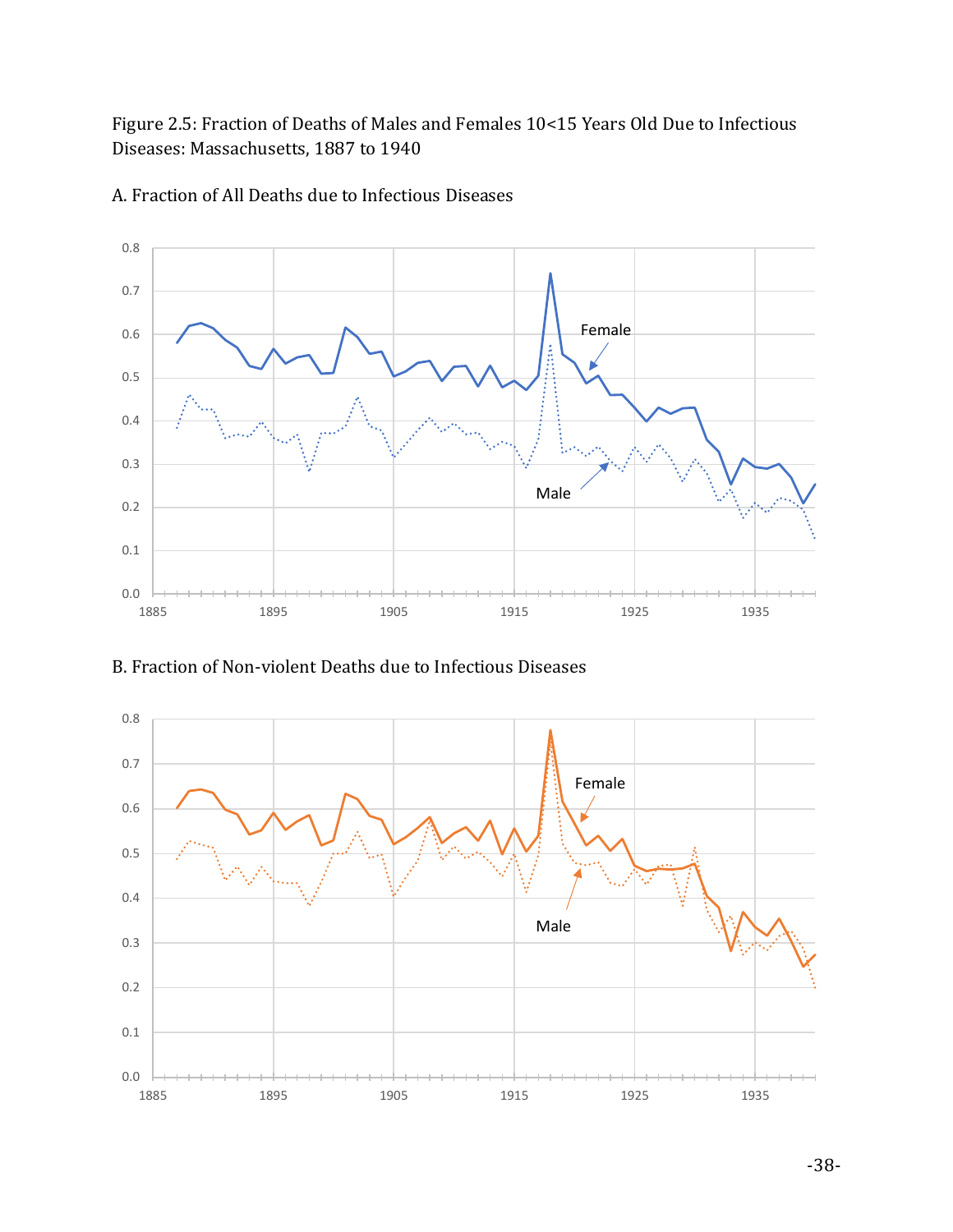Figure 2.5: Fraction of Deaths of Males and Females 10<15 Years Old Due to Infectious Diseases: Massachusetts, 1887 to 1940

A. Fraction of All Deaths due to Infectious Diseases

B. Fraction of Non-violent Deaths due to Infectious Diseases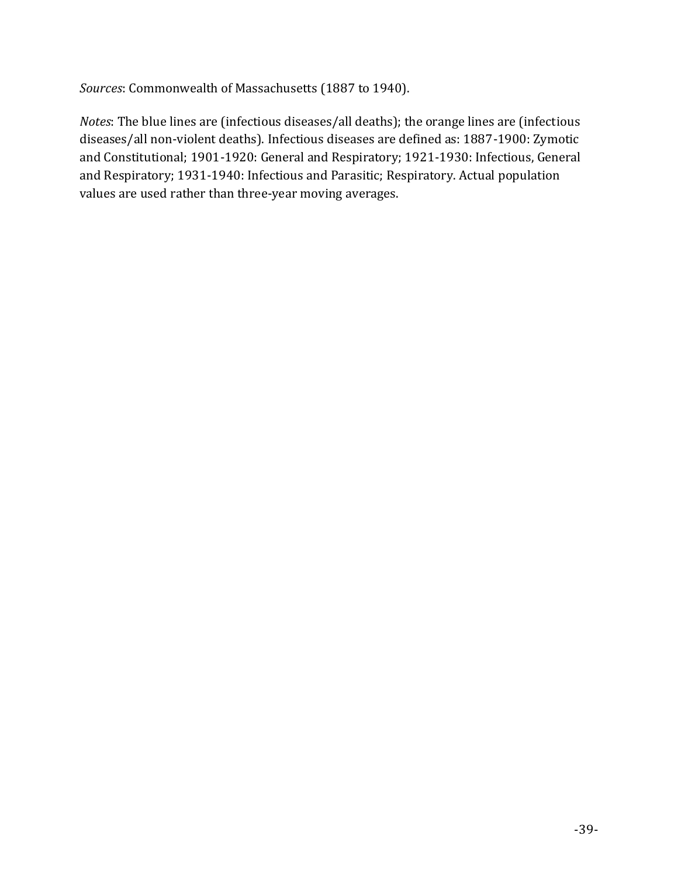*Sources*: Commonwealth of Massachusetts (1887 to 1940).

*Notes*: The blue lines are (infectious diseases/all deaths); the orange lines are (infectious diseases/all non-violent deaths). Infectious diseases are defined as: 1887-1900: Zymotic and Constitutional; 1901-1920: General and Respiratory; 1921-1930: Infectious, General and Respiratory; 1931-1940: Infectious and Parasitic; Respiratory. Actual population values are used rather than three-year moving averages.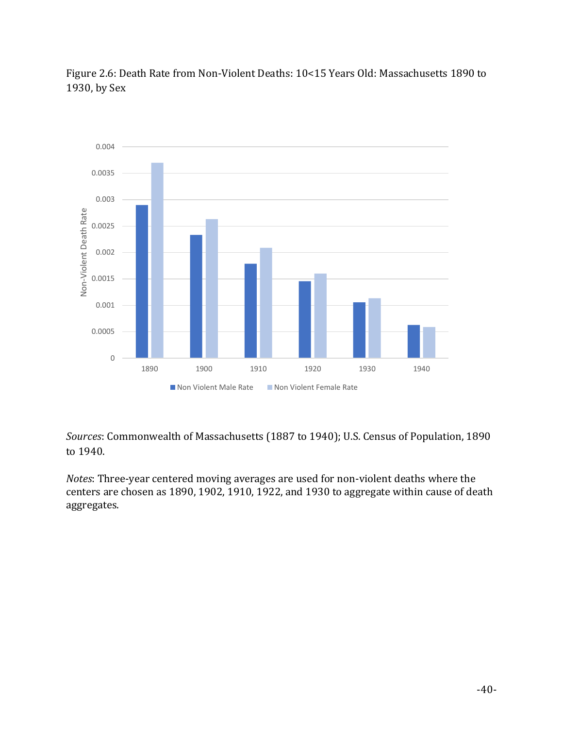Figure 2.6: Death Rate from Non-Violent Deaths: 10<15 Years Old: Massachusetts 1890 to 1930, by Sex

*Sources*: Commonwealth of Massachusetts (1887 to 1940); U.S. Census of Population, 1890 to 1940.

*Notes*: Three-year centered moving averages are used for non-violent deaths where the centers are chosen as 1890, 1902, 1910, 1922, and 1930 to aggregate within cause of death aggregates.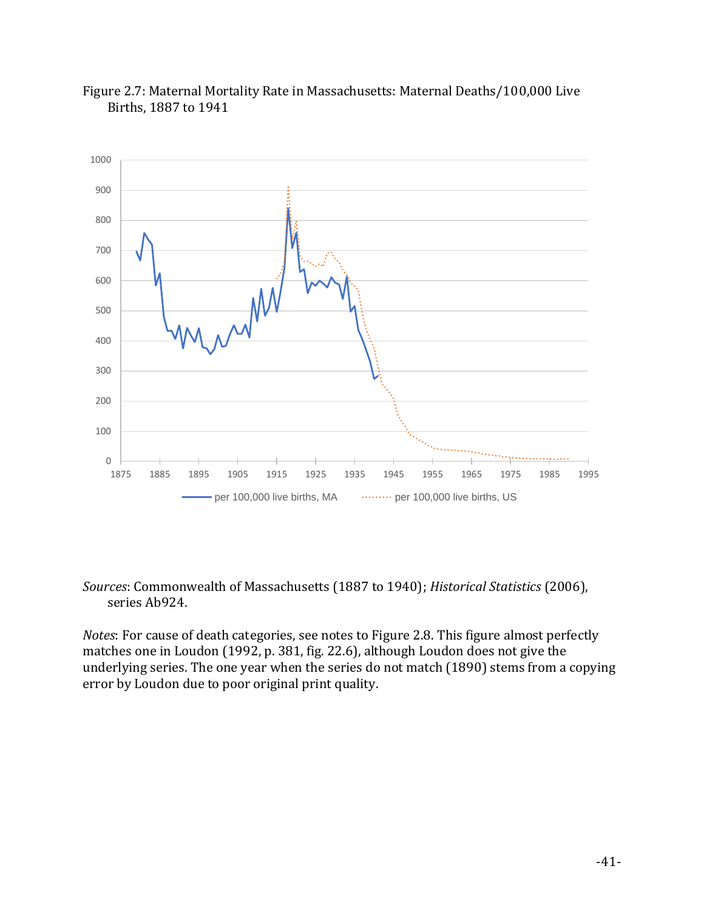Figure 2.7: Maternal Mortality Rate in Massachusetts: Maternal Deaths/100,000 Live Births, 1887 to 1941

*Sources*: Commonwealth of Massachusetts (1887 to 1940); *Historical Statistics* (2006), series Ab924.

*Notes*: For cause of death categories, see notes to Figure 2.8. This figure almost perfectly matches one in Loudon (1992, p. 381, fig. 22.6), although Loudon does not give the underlying series. The one year when the series do not match (1890) stems from a copying error by Loudon due to poor original print quality.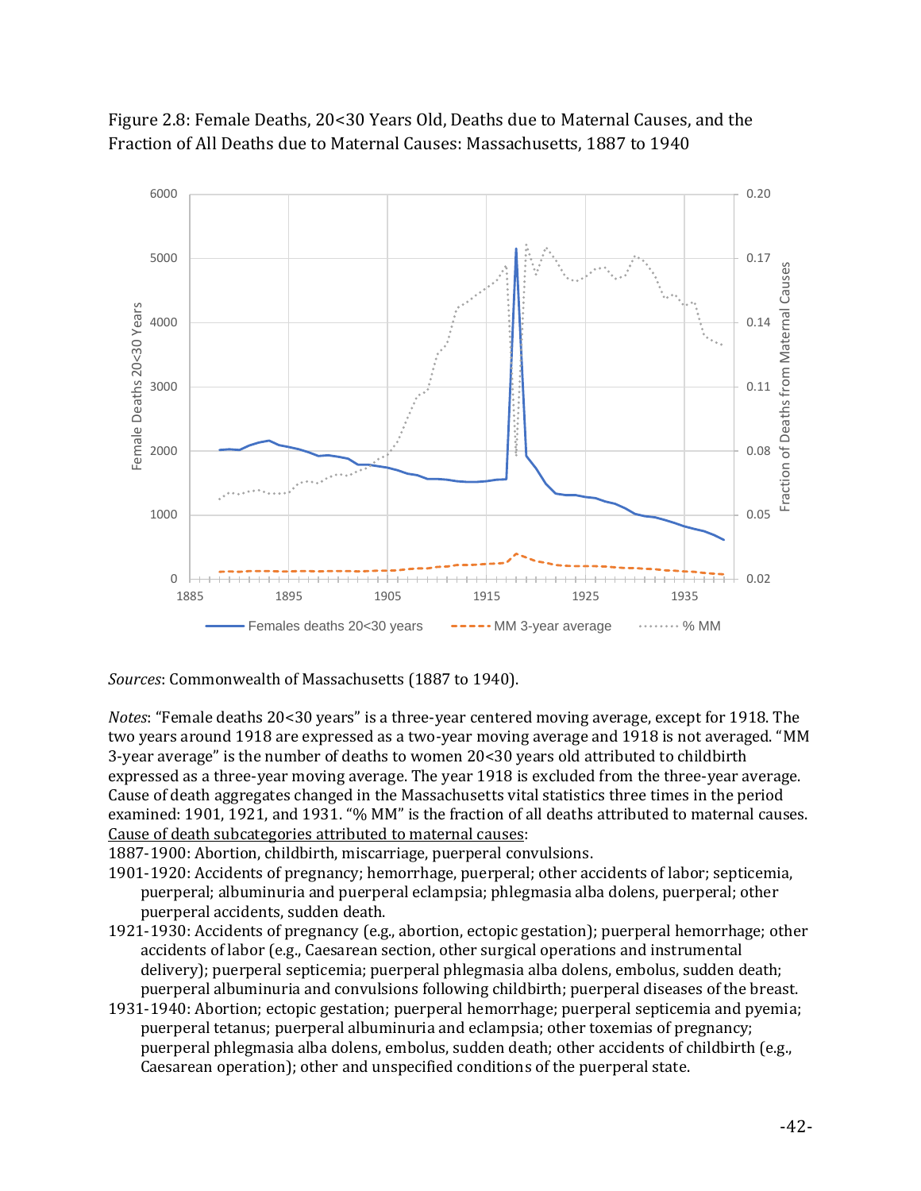Figure 2.8: Female Deaths, 20<30 Years Old, Deaths due to Maternal Causes, and the Fraction of All Deaths due to Maternal Causes: Massachusetts, 1887 to 1940

*Sources*: Commonwealth of Massachusetts (1887 to 1940).

*Notes*: "Female deaths 20<30 years" is a three-year centered moving average, except for 1918. The two years around 1918 are expressed as a two-year moving average and 1918 is not averaged. "MM 3-year average" is the number of deaths to women 20<30 years old attributed to childbirth expressed as a three-year moving average. The year 1918 is excluded from the three-year average. Cause of death aggregates changed in the Massachusetts vital statistics three times in the period examined: 1901, 1921, and 1931. "% MM" is the fraction of all deaths attributed to maternal causes. <u>Cause of death subcategories attributed to maternal causes</u>:

1887-1900: Abortion, childbirth, miscarriage, puerperal convulsions.

1901-1920: Accidents of pregnancy; hemorrhage, puerperal; other accidents of labor; septicemia, puerperal; albuminuria and puerperal eclampsia; phlegmasia alba dolens, puerperal; other puerperal accidents, sudden death.

1921-1930: Accidents of pregnancy (e.g., abortion, ectopic gestation); puerperal hemorrhage; other accidents of labor (e.g., Caesarean section, other surgical operations and instrumental delivery); puerperal septicemia; puerperal phlegmasia alba dolens, embolus, sudden death; puerperal albuminuria and convulsions following childbirth; puerperal diseases of the breast.

1931-1940: Abortion; ectopic gestation; puerperal hemorrhage; puerperal septicemia and pyemia; puerperal tetanus; puerperal albuminuria and eclampsia; other toxemias of pregnancy; puerperal phlegmasia alba dolens, embolus, sudden death; other accidents of childbirth (e.g., Caesarean operation); other and unspecified conditions of the puerperal state.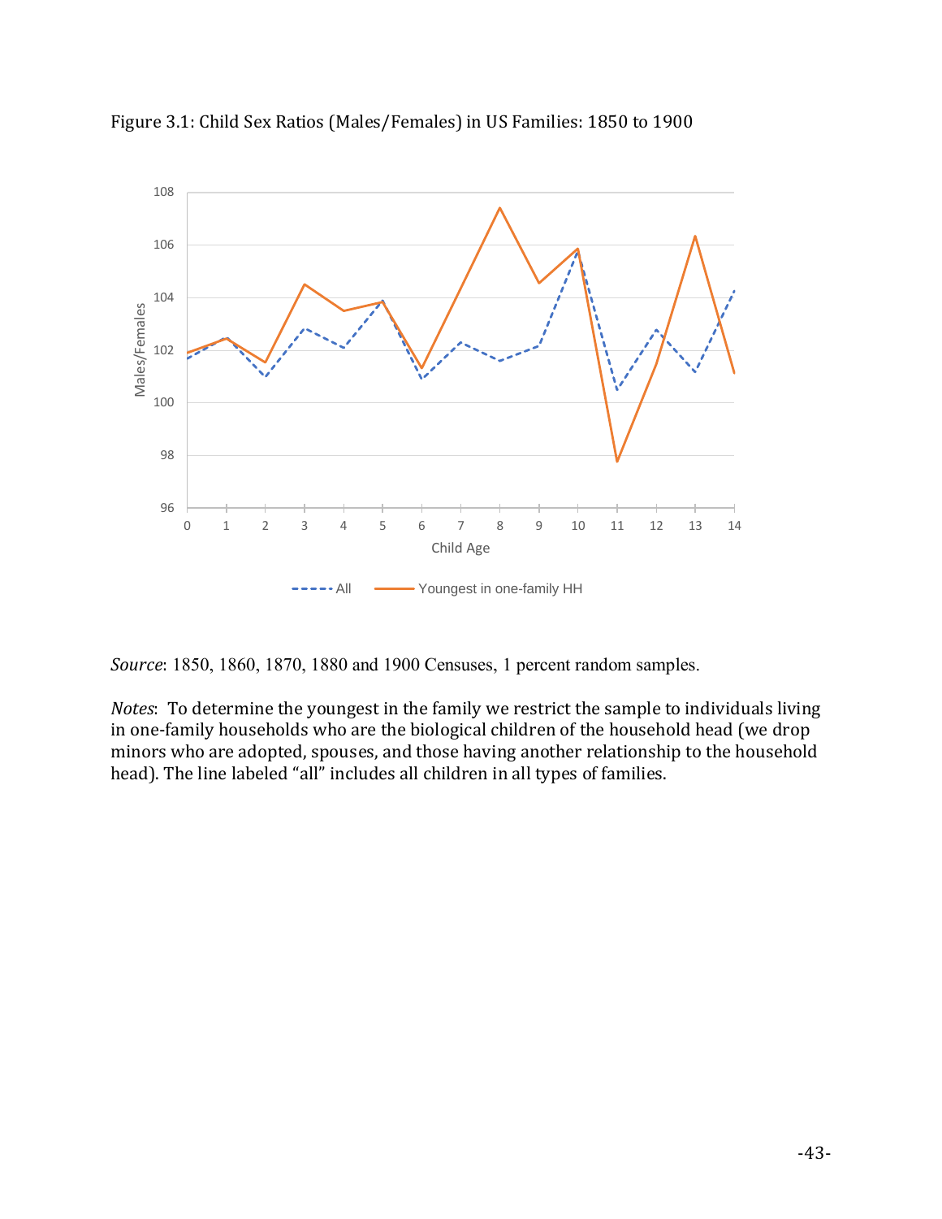Figure 3.1: Child Sex Ratios (Males/Females) in US Families: 1850 to 1900

*Source*: 1850, 1860, 1870, 1880 and 1900 Censuses, 1 percent random samples.

*Notes*: To determine the youngest in the family we restrict the sample to individuals living in one-family households who are the biological children of the household head (we drop minors who are adopted, spouses, and those having another relationship to the household head). The line labeled "all" includes all children in all types of families.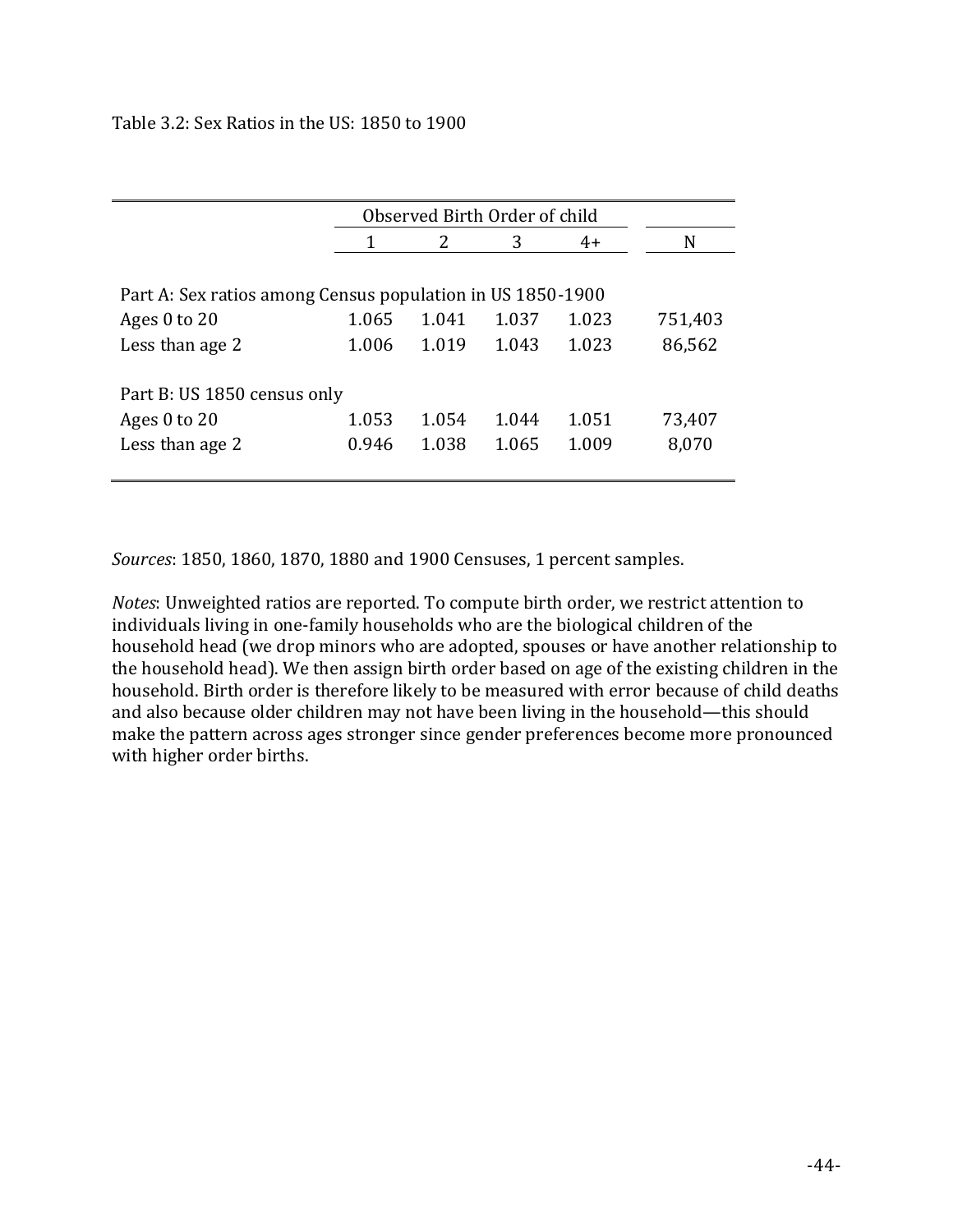Table 3.2: Sex Ratios in the US: 1850 to 1900

| | Observed Birth Order of child | | | | |
|---|---|---|---|---|---|
| | 1 | 2 | 3 | 4+ | N |
| Part A: Sex ratios among Census population in US 1850-1900 | | | | | |
| Ages 0 to 20 | 1.065 | 1.041 | 1.037 | 1.023 | 751,403 |
| Less than age 2 | 1.006 | 1.019 | 1.043 | 1.023 | 86,562 |
| Part B: US 1850 census only | | | | | |
| Ages 0 to 20 | 1.053 | 1.054 | 1.044 | 1.051 | 73,407 |
| Less than age 2 | 0.946 | 1.038 | 1.065 | 1.009 | 8,070 |

*Sources*: 1850, 1860, 1870, 1880 and 1900 Censuses, 1 percent samples.

*Notes*: Unweighted ratios are reported. To compute birth order, we restrict attention to individuals living in one-family households who are the biological children of the household head (we drop minors who are adopted, spouses or have another relationship to the household head). We then assign birth order based on age of the existing children in the household. Birth order is therefore likely to be measured with error because of child deaths and also because older children may not have been living in the household—this should make the pattern across ages stronger since gender preferences become more pronounced with higher order births.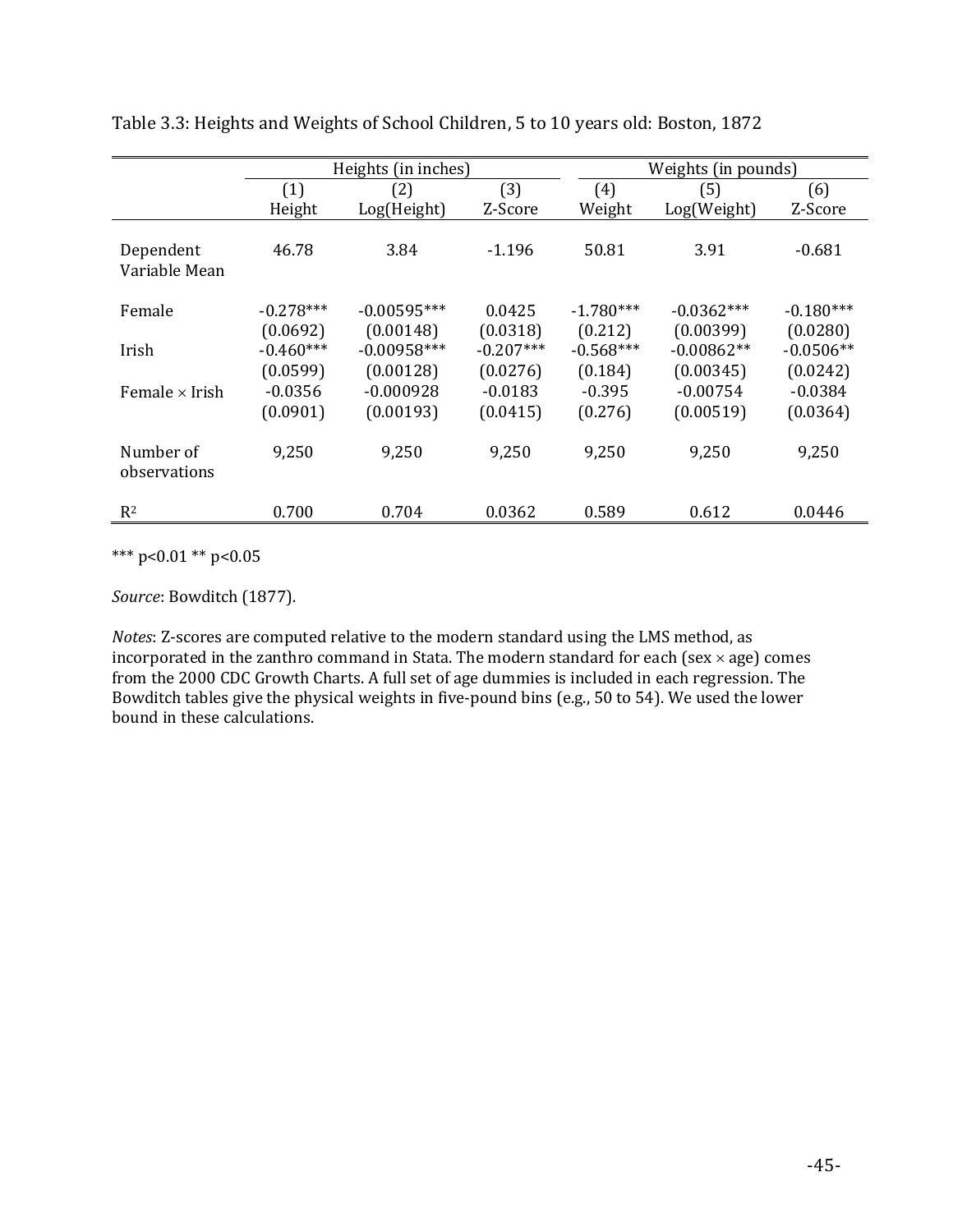Table 3.3: Heights and Weights of School Children, 5 to 10 years old: Boston, 1872

| | Heights (in inches) | | | Weights (in pounds) | | |
|---|---|---|---|---|---|---|
| | (1) Height | (2) Log(Height) | (3) Z-Score | (4) Weight | (5) Log(Weight) | (6) Z-Score |
| Dependent Variable Mean | 46.78 | 3.84 | -1.196 | 50.81 | 3.91 | -0.681 |
| Female | -0.278*** | -0.00595*** | 0.0425 | -1.780*** | -0.0362*** | -0.180*** |
| | (0.0692) | (0.00148) | (0.0318) | (0.212) | (0.00399) | (0.0280) |
| Irish | -0.460*** | -0.00958*** | -0.207*** | -0.568*** | -0.00862** | -0.0506** |
| | (0.0599) | (0.00128) | (0.0276) | (0.184) | (0.00345) | (0.0242) |
| Female × Irish | -0.0356 | -0.000928 | -0.0183 | -0.395 | -0.00754 | -0.0384 |
| | (0.0901) | (0.00193) | (0.0415) | (0.276) | (0.00519) | (0.0364) |
| Number of observations | 9,250 | 9,250 | 9,250 | 9,250 | 9,250 | 9,250 |
| $R^2$ | 0.700 | 0.704 | 0.0362 | 0.589 | 0.612 | 0.0446 |

*** $p<0.01$ ** $p<0.05$

*Source*: Bowditch (1877).

*Notes*: Z-scores are computed relative to the modern standard using the LMS method, as incorporated in the zanthro command in Stata. The modern standard for each (sex × age) comes from the 2000 CDC Growth Charts. A full set of age dummies is included in each regression. The Bowditch tables give the physical weights in five-pound bins (e.g., 50 to 54). We used the lower bound in these calculations.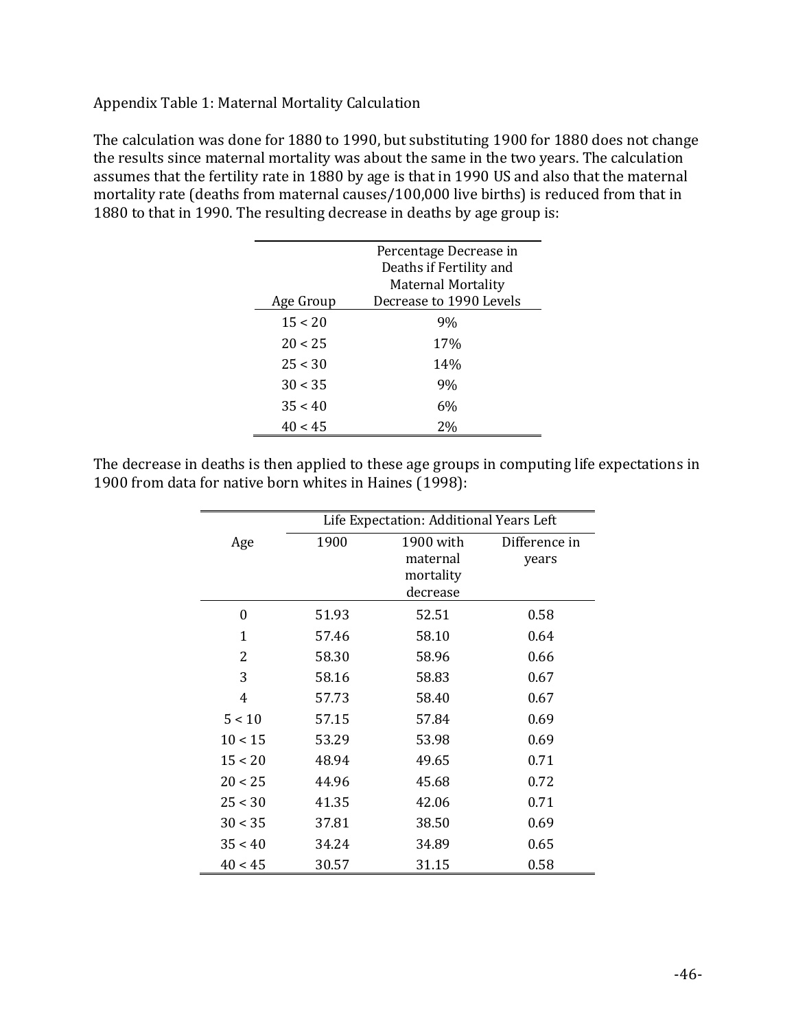Appendix Table 1: Maternal Mortality Calculation

The calculation was done for 1880 to 1990, but substituting 1900 for 1880 does not change the results since maternal mortality was about the same in the two years. The calculation assumes that the fertility rate in 1880 by age is that in 1990 US and also that the maternal mortality rate (deaths from maternal causes/100,000 live births) is reduced from that in 1880 to that in 1990. The resulting decrease in deaths by age group is:

| Age Group | Percentage Decrease in Deaths if Fertility and Maternal Mortality Decrease to 1990 Levels |
|---|---|
| 15 < 20 | 9% |
| 20 < 25 | 17% |
| 25 < 30 | 14% |
| 30 < 35 | 9% |
| 35 < 40 | 6% |
| 40 < 45 | 2% |

The decrease in deaths is then applied to these age groups in computing life expectations in 1900 from data for native born whites in Haines (1998):

| | Life Expectation: Additional Years Left | | |
|---|---|---|---|
| Age | 1900 | 1900 with maternal mortality decrease | Difference in years |
| 0 | 51.93 | 52.51 | 0.58 |
| 1 | 57.46 | 58.10 | 0.64 |
| 2 | 58.30 | 58.96 | 0.66 |
| 3 | 58.16 | 58.83 | 0.67 |
| 4 | 57.73 | 58.40 | 0.67 |
| 5 < 10 | 57.15 | 57.84 | 0.69 |
| 10 < 15 | 53.29 | 53.98 | 0.69 |
| 15 < 20 | 48.94 | 49.65 | 0.71 |
| 20 < 25 | 44.96 | 45.68 | 0.72 |
| 25 < 30 | 41.35 | 42.06 | 0.71 |
| 30 < 35 | 37.81 | 38.50 | 0.69 |
| 35 < 40 | 34.24 | 34.89 | 0.65 |
| 40 < 45 | 30.57 | 31.15 | 0.58 |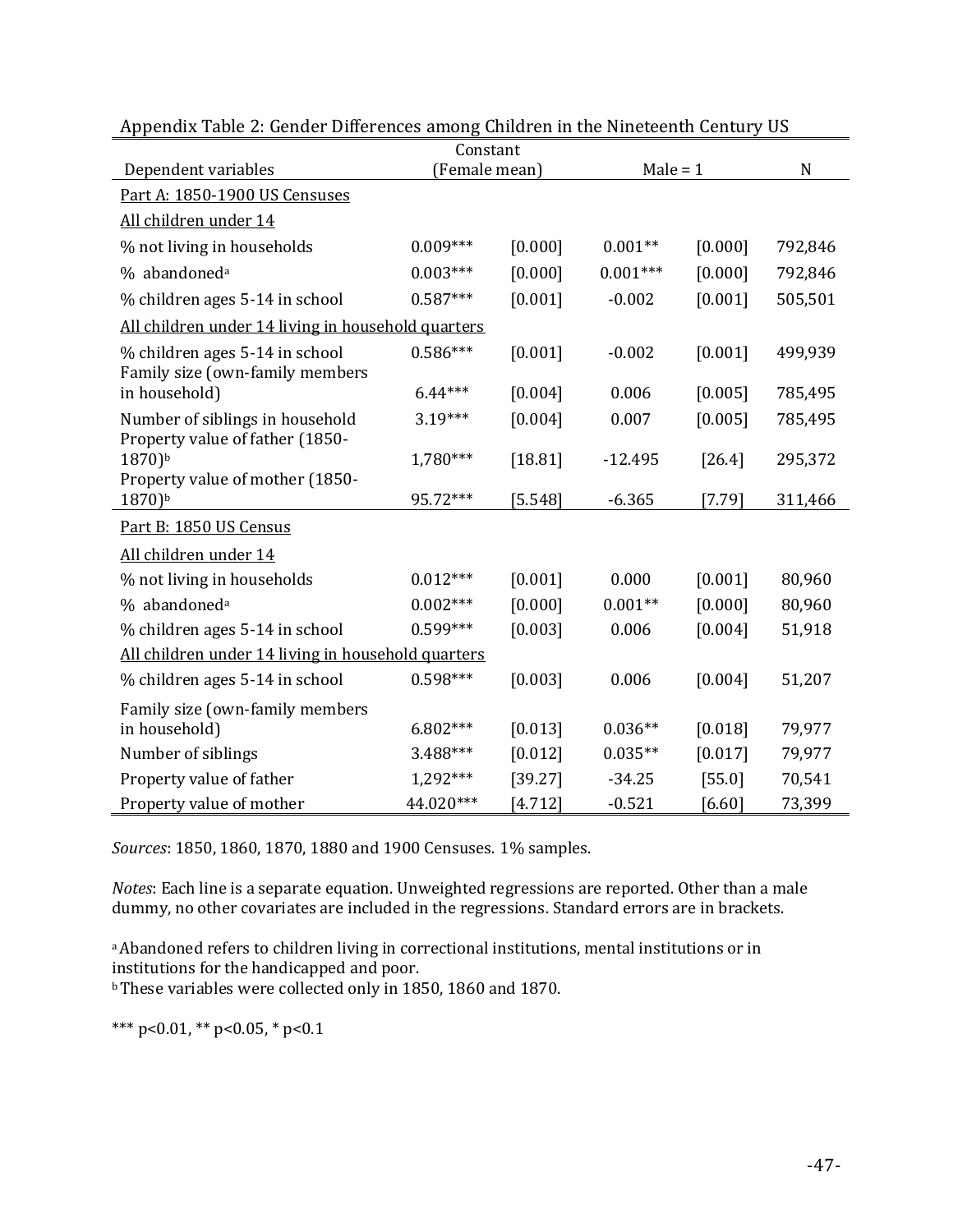Appendix Table 2: Gender Differences among Children in the Nineteenth Century US

| Dependent variables | Constant (Female mean) | | Male = 1 | | N |
|---|---|---|---|---|---|
| Part A: 1850-1900 US Censuses | | | | | |
| All children under 14 | | | | | |
| % not living in households | 0.009*** | [0.000] | 0.001** | [0.000] | 792,846 |
| % abandoned[a] | 0.003*** | [0.000] | 0.001*** | [0.000] | 792,846 |
| % children ages 5-14 in school | 0.587*** | [0.001] | -0.002 | [0.001] | 505,501 |
| All children under 14 living in household quarters | | | | | |
| % children ages 5-14 in school | 0.586*** | [0.001] | -0.002 | [0.001] | 499,939 |
| Family size (own-family members in household) | 6.44*** | [0.004] | 0.006 | [0.005] | 785,495 |
| Number of siblings in household | 3.19*** | [0.004] | 0.007 | [0.005] | 785,495 |
| Property value of father (1850-1870)[b] | 1,780*** | [18.81] | -12.495 | [26.4] | 295,372 |
| Property value of mother (1850-1870)[b] | 95.72*** | [5.548] | -6.365 | [7.79] | 311,466 |
| Part B: 1850 US Census | | | | | |
| All children under 14 | | | | | |
| % not living in households | 0.012*** | [0.001] | 0.000 | [0.001] | 80,960 |
| % abandoned[a] | 0.002*** | [0.000] | 0.001** | [0.000] | 80,960 |
| % children ages 5-14 in school | 0.599*** | [0.003] | 0.006 | [0.004] | 51,918 |
| All children under 14 living in household quarters | | | | | |
| % children ages 5-14 in school | 0.598*** | [0.003] | 0.006 | [0.004] | 51,207 |
| Family size (own-family members in household) | 6.802*** | [0.013] | 0.036** | [0.018] | 79,977 |
| Number of siblings | 3.488*** | [0.012] | 0.035** | [0.017] | 79,977 |
| Property value of father | 1,292*** | [39.27] | -34.25 | [55.0] | 70,541 |
| Property value of mother | 44.020*** | [4.712] | -0.521 | [6.60] | 73,399 |

*Sources*: 1850, 1860, 1870, 1880 and 1900 Censuses. 1% samples.

*Notes*: Each line is a separate equation. Unweighted regressions are reported. Other than a male dummy, no other covariates are included in the regressions. Standard errors are in brackets.

[a] Abandoned refers to children living in correctional institutions, mental institutions or in institutions for the handicapped and poor.
[b] These variables were collected only in 1850, 1860 and 1870.

*** p<0.01, ** p<0.05, * p<0.1